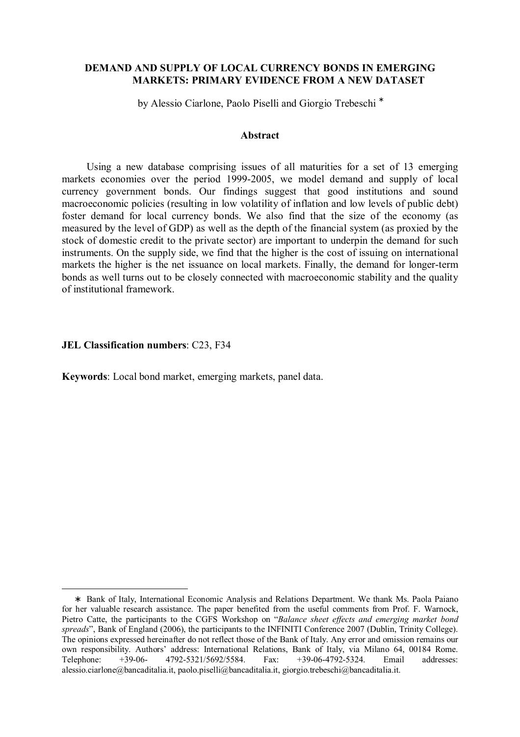# DEMAND AND SUPPLY OF LOCAL CURRENCY BONDS IN EMERGING MARKETS: PRIMARY EVIDENCE FROM A NEW DATASET

by Alessio Ciarlone, Paolo Piselli and Giorgio Trebeschi [*]

## Abstract

Using a new database comprising issues of all maturities for a set of 13 emerging markets economies over the period 1999-2005, we model demand and supply of local currency government bonds. Our findings suggest that good institutions and sound macroeconomic policies (resulting in low volatility of inflation and low levels of public debt) foster demand for local currency bonds. We also find that the size of the economy (as measured by the level of GDP) as well as the depth of the financial system (as proxied by the stock of domestic credit to the private sector) are important to underpin the demand for such instruments. On the supply side, we find that the higher is the cost of issuing on international markets the higher is the net issuance on local markets. Finally, the demand for longer-term bonds as well turns out to be closely connected with macroeconomic stability and the quality of institutional framework.

**JEL Classification numbers**: C23, F34

**Keywords**: Local bond market, emerging markets, panel data.

---

[*] Bank of Italy, International Economic Analysis and Relations Department. We thank Ms. Paola Paiano for her valuable research assistance. The paper benefited from the useful comments from Prof. F. Warnock, Pietro Catte, the participants to the CGFS Workshop on "*Balance sheet effects and emerging market bond spreads*", Bank of England (2006), the participants to the INFINITI Conference 2007 (Dublin, Trinity College). The opinions expressed hereinafter do not reflect those of the Bank of Italy. Any error and omission remains our own responsibility. Authors' address: International Relations, Bank of Italy, via Milano 64, 00184 Rome. Telephone: +39-06- 4792-5321/5692/5584. Fax: +39-06-4792-5324. Email addresses: alessio.ciarlone@bancaditalia.it, paolo.piselli@bancaditalia.it, giorgio.trebeschi@bancaditalia.it.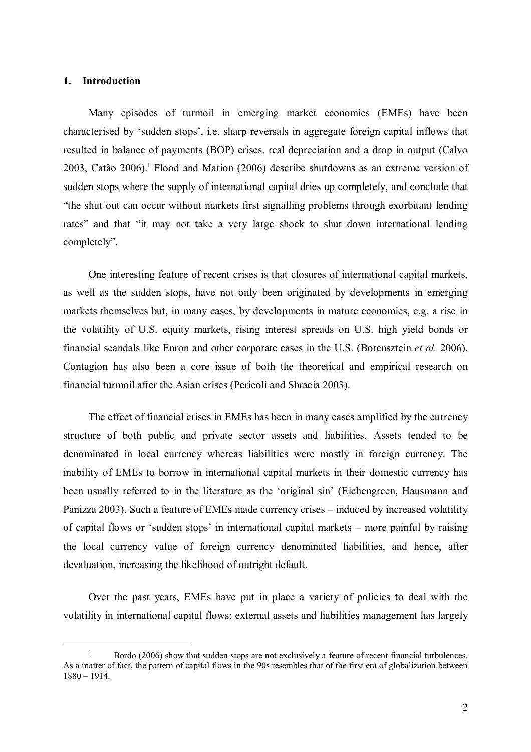## 1. Introduction

Many episodes of turmoil in emerging market economies (EMEs) have been characterised by 'sudden stops', i.e. sharp reversals in aggregate foreign capital inflows that resulted in balance of payments (BOP) crises, real depreciation and a drop in output (Calvo 2003, Catão 2006).[1] Flood and Marion (2006) describe shutdowns as an extreme version of sudden stops where the supply of international capital dries up completely, and conclude that "the shut out can occur without markets first signalling problems through exorbitant lending rates" and that "it may not take a very large shock to shut down international lending completely".

One interesting feature of recent crises is that closures of international capital markets, as well as the sudden stops, have not only been originated by developments in emerging markets themselves but, in many cases, by developments in mature economies, e.g. a rise in the volatility of U.S. equity markets, rising interest spreads on U.S. high yield bonds or financial scandals like Enron and other corporate cases in the U.S. (Borensztein *et al.* 2006). Contagion has also been a core issue of both the theoretical and empirical research on financial turmoil after the Asian crises (Pericoli and Sbracia 2003).

The effect of financial crises in EMEs has been in many cases amplified by the currency structure of both public and private sector assets and liabilities. Assets tended to be denominated in local currency whereas liabilities were mostly in foreign currency. The inability of EMEs to borrow in international capital markets in their domestic currency has been usually referred to in the literature as the 'original sin' (Eichengreen, Hausmann and Panizza 2003). Such a feature of EMEs made currency crises – induced by increased volatility of capital flows or 'sudden stops' in international capital markets – more painful by raising the local currency value of foreign currency denominated liabilities, and hence, after devaluation, increasing the likelihood of outright default.

Over the past years, EMEs have put in place a variety of policies to deal with the volatility in international capital flows: external assets and liabilities management has largely

[1] Bordo (2006) show that sudden stops are not exclusively a feature of recent financial turbulences. As a matter of fact, the pattern of capital flows in the 90s resembles that of the first era of globalization between 1880 – 1914.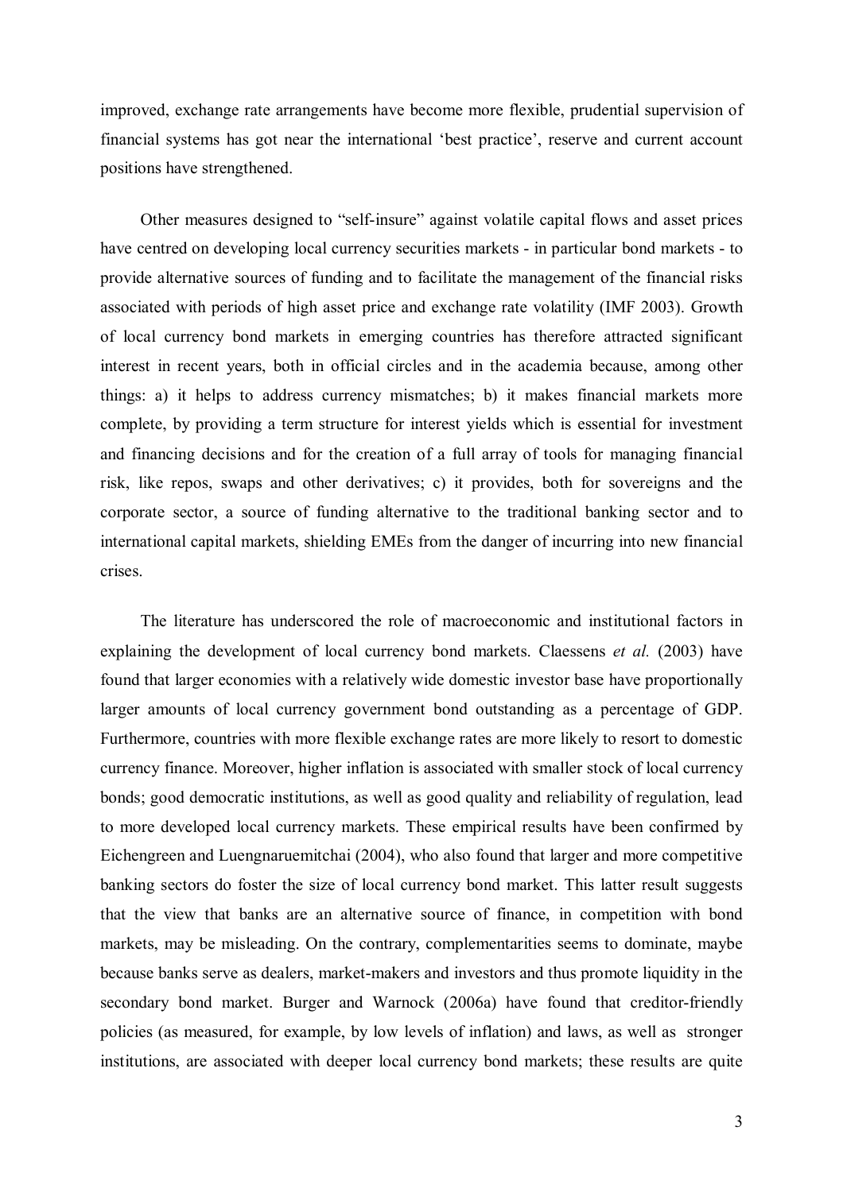improved, exchange rate arrangements have become more flexible, prudential supervision of financial systems has got near the international 'best practice', reserve and current account positions have strengthened.

Other measures designed to "self-insure" against volatile capital flows and asset prices have centred on developing local currency securities markets - in particular bond markets - to provide alternative sources of funding and to facilitate the management of the financial risks associated with periods of high asset price and exchange rate volatility (IMF 2003). Growth of local currency bond markets in emerging countries has therefore attracted significant interest in recent years, both in official circles and in the academia because, among other things: a) it helps to address currency mismatches; b) it makes financial markets more complete, by providing a term structure for interest yields which is essential for investment and financing decisions and for the creation of a full array of tools for managing financial risk, like repos, swaps and other derivatives; c) it provides, both for sovereigns and the corporate sector, a source of funding alternative to the traditional banking sector and to international capital markets, shielding EMEs from the danger of incurring into new financial crises.

The literature has underscored the role of macroeconomic and institutional factors in explaining the development of local currency bond markets. Claessens *et al.* (2003) have found that larger economies with a relatively wide domestic investor base have proportionally larger amounts of local currency government bond outstanding as a percentage of GDP. Furthermore, countries with more flexible exchange rates are more likely to resort to domestic currency finance. Moreover, higher inflation is associated with smaller stock of local currency bonds; good democratic institutions, as well as good quality and reliability of regulation, lead to more developed local currency markets. These empirical results have been confirmed by Eichengreen and Luengnaruemitchai (2004), who also found that larger and more competitive banking sectors do foster the size of local currency bond market. This latter result suggests that the view that banks are an alternative source of finance, in competition with bond markets, may be misleading. On the contrary, complementarities seems to dominate, maybe because banks serve as dealers, market-makers and investors and thus promote liquidity in the secondary bond market. Burger and Warnock (2006a) have found that creditor-friendly policies (as measured, for example, by low levels of inflation) and laws, as well as stronger institutions, are associated with deeper local currency bond markets; these results are quite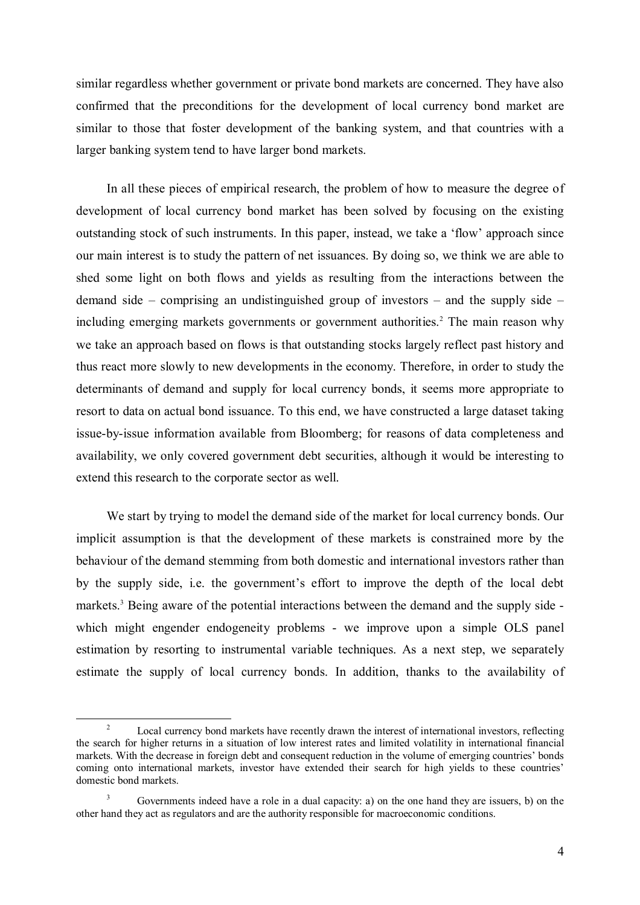similar regardless whether government or private bond markets are concerned. They have also confirmed that the preconditions for the development of local currency bond market are similar to those that foster development of the banking system, and that countries with a larger banking system tend to have larger bond markets.

In all these pieces of empirical research, the problem of how to measure the degree of development of local currency bond market has been solved by focusing on the existing outstanding stock of such instruments. In this paper, instead, we take a 'flow' approach since our main interest is to study the pattern of net issuances. By doing so, we think we are able to shed some light on both flows and yields as resulting from the interactions between the demand side – comprising an undistinguished group of investors – and the supply side – including emerging markets governments or government authorities.[2] The main reason why we take an approach based on flows is that outstanding stocks largely reflect past history and thus react more slowly to new developments in the economy. Therefore, in order to study the determinants of demand and supply for local currency bonds, it seems more appropriate to resort to data on actual bond issuance. To this end, we have constructed a large dataset taking issue-by-issue information available from Bloomberg; for reasons of data completeness and availability, we only covered government debt securities, although it would be interesting to extend this research to the corporate sector as well.

We start by trying to model the demand side of the market for local currency bonds. Our implicit assumption is that the development of these markets is constrained more by the behaviour of the demand stemming from both domestic and international investors rather than by the supply side, i.e. the government's effort to improve the depth of the local debt markets.[3] Being aware of the potential interactions between the demand and the supply side - which might engender endogeneity problems - we improve upon a simple OLS panel estimation by resorting to instrumental variable techniques. As a next step, we separately estimate the supply of local currency bonds. In addition, thanks to the availability of

---

[2] Local currency bond markets have recently drawn the interest of international investors, reflecting the search for higher returns in a situation of low interest rates and limited volatility in international financial markets. With the decrease in foreign debt and consequent reduction in the volume of emerging countries' bonds coming onto international markets, investor have extended their search for high yields to these countries' domestic bond markets.

[3] Governments indeed have a role in a dual capacity: a) on the one hand they are issuers, b) on the other hand they act as regulators and are the authority responsible for macroeconomic conditions.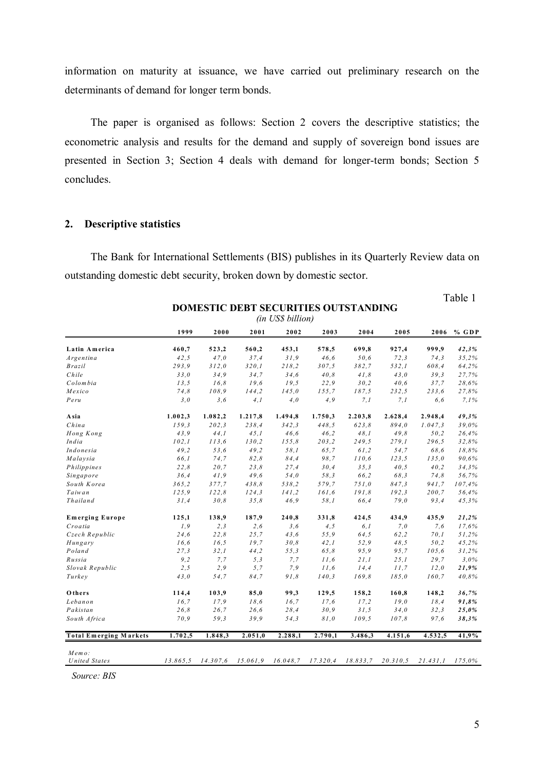information on maturity at issuance, we have carried out preliminary research on the determinants of demand for longer term bonds.

The paper is organised as follows: Section 2 covers the descriptive statistics; the econometric analysis and results for the demand and supply of sovereign bond issues are presented in Section 3; Section 4 deals with demand for longer-term bonds; Section 5 concludes.

## 2. Descriptive statistics

The Bank for International Settlements (BIS) publishes in its Quarterly Review data on outstanding domestic debt security, broken down by domestic sector.

Table 1

**DOMESTIC DEBT SECURITIES OUTSTANDING**
*(in US$ billion)*

| | 1999 | 2000 | 2001 | 2002 | 2003 | 2004 | 2005 | 2006 | % GDP |
|---|---|---|---|---|---|---|---|---|---|
| **Latin America** | **460,7** | **523,2** | **560,2** | **453,1** | **578,5** | **699,8** | **927,4** | **999,9** | ***42,3%*** |
| *Argentina* | *42,5* | *47,0* | *37,4* | *31,9* | *46,6* | *50,6* | *72,3* | *74,3* | *35,2%* |
| *Brazil* | *293,9* | *312,0* | *320,1* | *218,2* | *307,5* | *382,7* | *532,1* | *608,4* | *64,2%* |
| *Chile* | *33,0* | *34,9* | *34,7* | *34,6* | *40,8* | *41,8* | *43,0* | *39,3* | *27,7%* |
| *Colombia* | *13,5* | *16,8* | *19,6* | *19,5* | *22,9* | *30,2* | *40,6* | *37,7* | *28,6%* |
| *Mexico* | *74,8* | *108,9* | *144,2* | *145,0* | *155,7* | *187,5* | *232,5* | *233,6* | *27,8%* |
| *Peru* | *3,0* | *3,6* | *4,1* | *4,0* | *4,9* | *7,1* | *7,1* | *6,6* | *7,1%* |
| **Asia** | **1.002,3** | **1.082,2** | **1.217,8** | **1.494,8** | **1.750,3** | **2.203,8** | **2.628,4** | **2.948,4** | ***49,3%*** |
| *China* | *159,3* | *202,3* | *238,4* | *342,3* | *448,5* | *623,8* | *894,0* | *1.047,3* | *39,0%* |
| *Hong Kong* | *43,9* | *44,1* | *45,1* | *46,6* | *46,2* | *48,1* | *49,8* | *50,2* | *26,4%* |
| *India* | *102,1* | *113,6* | *130,2* | *155,8* | *203,2* | *249,5* | *279,1* | *296,5* | *32,8%* |
| *Indonesia* | *49,2* | *53,6* | *49,2* | *58,1* | *65,7* | *61,2* | *54,7* | *68,6* | *18,8%* |
| *Malaysia* | *66,1* | *74,7* | *82,8* | *84,4* | *98,7* | *110,6* | *123,5* | *135,0* | *90,6%* |
| *Philippines* | *22,8* | *20,7* | *23,8* | *27,4* | *30,4* | *35,3* | *40,5* | *40,2* | *34,3%* |
| *Singapore* | *36,4* | *41,9* | *49,6* | *54,0* | *58,3* | *66,2* | *68,3* | *74,8* | *56,7%* |
| *South Korea* | *365,2* | *377,7* | *438,8* | *538,2* | *579,7* | *751,0* | *847,3* | *941,7* | *107,4%* |
| *Taiwan* | *125,9* | *122,8* | *124,3* | *141,2* | *161,6* | *191,8* | *192,3* | *200,7* | *56,4%* |
| *Thailand* | *31,4* | *30,8* | *35,8* | *46,9* | *58,1* | *66,4* | *79,0* | *93,4* | *45,3%* |
| **Emerging Europe** | **125,1** | **138,9** | **187,9** | **240,8** | **331,8** | **424,5** | **434,9** | **435,9** | ***21,2%*** |
| *Croatia* | *1,9* | *2,3* | *2,6* | *3,6* | *4,5* | *6,1* | *7,0* | *7,6* | *17,6%* |
| *Czech Republic* | *24,6* | *22,8* | *25,7* | *43,6* | *55,9* | *64,5* | *62,2* | *70,1* | *51,2%* |
| *Hungary* | *16,6* | *16,5* | *19,7* | *30,8* | *42,1* | *52,9* | *48,5* | *50,2* | *45,2%* |
| *Poland* | *27,3* | *32,1* | *44,2* | *55,3* | *65,8* | *95,9* | *95,7* | *105,6* | *31,2%* |
| *Russia* | *9,2* | *7,7* | *5,3* | *7,7* | *11,6* | *21,1* | *25,1* | *29,7* | *3,0%* |
| *Slovak Republic* | *2,5* | *2,9* | *5,7* | *7,9* | *11,6* | *14,4* | *11,7* | *12,0* | ***21,9%*** |
| *Turkey* | *43,0* | *54,7* | *84,7* | *91,8* | *140,3* | *169,8* | *185,0* | *160,7* | *40,8%* |
| **Others** | **114,4** | **103,9** | **85,0** | **99,3** | **129,5** | **158,2** | **160,8** | **148,2** | ***36,7%*** |
| *Lebanon* | *16,7* | *17,9* | *18,6* | *16,7* | *17,6* | *17,2* | *19,0* | *18,4* | ***91,8%*** |
| *Pakistan* | *26,8* | *26,7* | *26,6* | *28,4* | *30,9* | *31,5* | *34,0* | *32,3* | ***25,0%*** |
| *South Africa* | *70,9* | *59,3* | *39,9* | *54,3* | *81,0* | *109,5* | *107,8* | *97,6* | ***38,3%*** |
| **Total Emerging Markets** | **1.702,5** | **1.848,3** | **2.051,0** | **2.288,1** | **2.790,1** | **3.486,3** | **4.151,6** | **4.532,5** | **41,9%** |
| *Memo:* | | | | | | | | | |
| *United States* | *13.865,5* | *14.307,6* | *15.061,9* | *16.048,7* | *17.320,4* | *18.833,7* | *20.310,5* | *21.431,1* | *175,0%* |

*Source: BIS*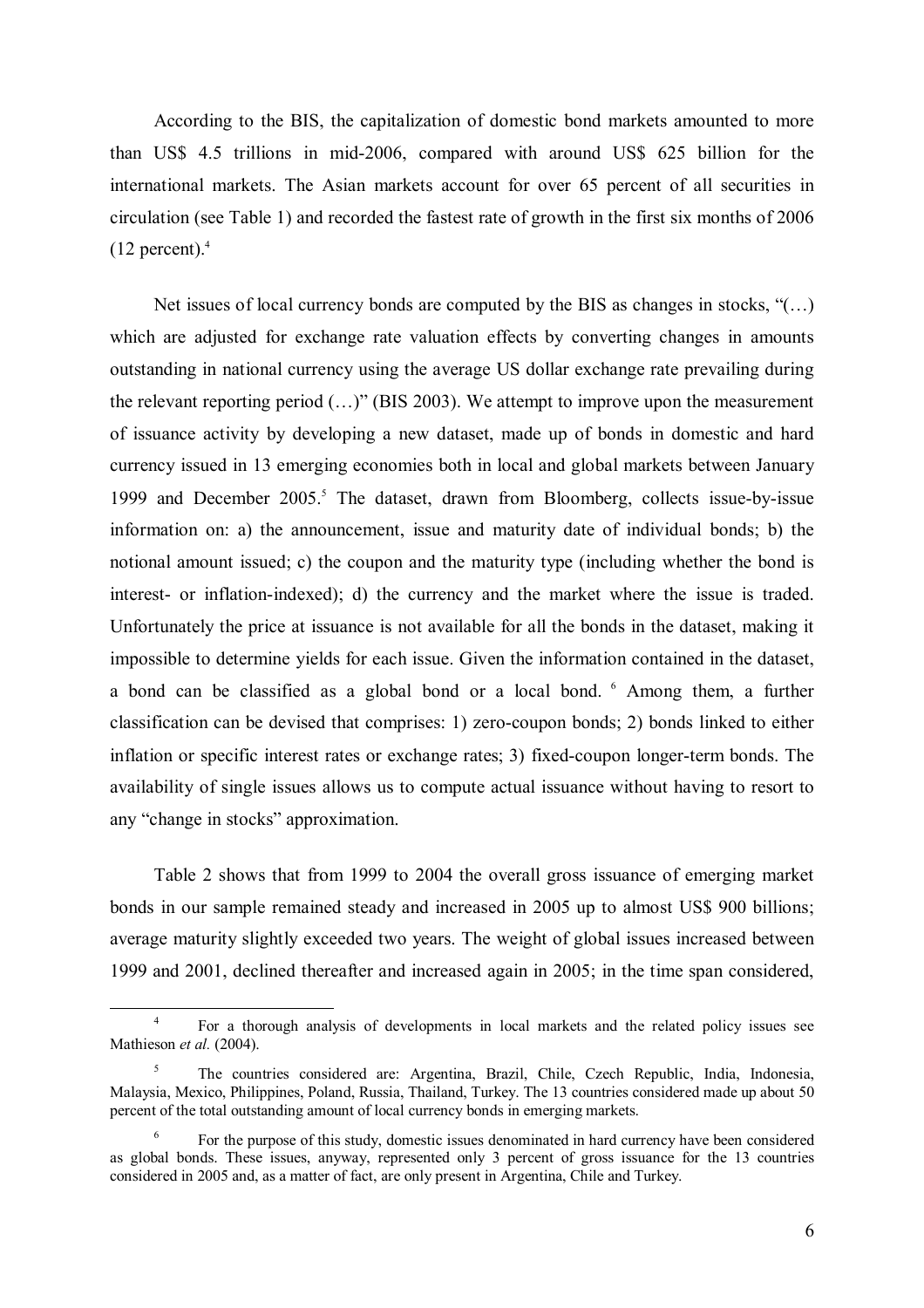According to the BIS, the capitalization of domestic bond markets amounted to more than US$ 4.5 trillions in mid-2006, compared with around US$ 625 billion for the international markets. The Asian markets account for over 65 percent of all securities in circulation (see Table 1) and recorded the fastest rate of growth in the first six months of 2006 (12 percent).[4]

Net issues of local currency bonds are computed by the BIS as changes in stocks, "(…) which are adjusted for exchange rate valuation effects by converting changes in amounts outstanding in national currency using the average US dollar exchange rate prevailing during the relevant reporting period (…)" (BIS 2003). We attempt to improve upon the measurement of issuance activity by developing a new dataset, made up of bonds in domestic and hard currency issued in 13 emerging economies both in local and global markets between January 1999 and December 2005.[5] The dataset, drawn from Bloomberg, collects issue-by-issue information on: a) the announcement, issue and maturity date of individual bonds; b) the notional amount issued; c) the coupon and the maturity type (including whether the bond is interest- or inflation-indexed); d) the currency and the market where the issue is traded. Unfortunately the price at issuance is not available for all the bonds in the dataset, making it impossible to determine yields for each issue. Given the information contained in the dataset, a bond can be classified as a global bond or a local bond.[6] Among them, a further classification can be devised that comprises: 1) zero-coupon bonds; 2) bonds linked to either inflation or specific interest rates or exchange rates; 3) fixed-coupon longer-term bonds. The availability of single issues allows us to compute actual issuance without having to resort to any "change in stocks" approximation.

Table 2 shows that from 1999 to 2004 the overall gross issuance of emerging market bonds in our sample remained steady and increased in 2005 up to almost US$ 900 billions; average maturity slightly exceeded two years. The weight of global issues increased between 1999 and 2001, declined thereafter and increased again in 2005; in the time span considered,

---

[4] For a thorough analysis of developments in local markets and the related policy issues see Mathieson *et al.* (2004).

[5] The countries considered are: Argentina, Brazil, Chile, Czech Republic, India, Indonesia, Malaysia, Mexico, Philippines, Poland, Russia, Thailand, Turkey. The 13 countries considered made up about 50 percent of the total outstanding amount of local currency bonds in emerging markets.

[6] For the purpose of this study, domestic issues denominated in hard currency have been considered as global bonds. These issues, anyway, represented only 3 percent of gross issuance for the 13 countries considered in 2005 and, as a matter of fact, are only present in Argentina, Chile and Turkey.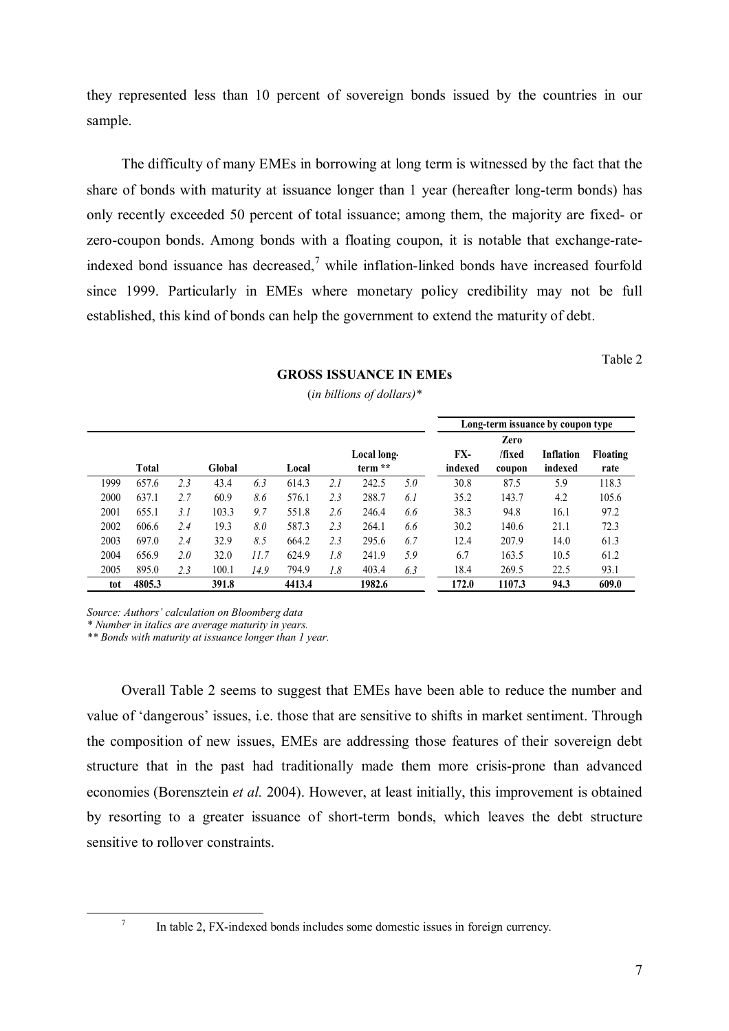they represented less than 10 percent of sovereign bonds issued by the countries in our sample.

The difficulty of many EMEs in borrowing at long term is witnessed by the fact that the share of bonds with maturity at issuance longer than 1 year (hereafter long-term bonds) has only recently exceeded 50 percent of total issuance; among them, the majority are fixed- or zero-coupon bonds. Among bonds with a floating coupon, it is notable that exchange-rate-indexed bond issuance has decreased,[7] while inflation-linked bonds have increased fourfold since 1999. Particularly in EMEs where monetary policy credibility may not be full established, this kind of bonds can help the government to extend the maturity of debt.

Table 2

**GROSS ISSUANCE IN EMEs**

(*in billions of dollars*)*

| | Total | | Global | | Local | | Local long-term ** | | Long-term issuance by coupon type | | | |
|---|---|---|---|---|---|---|---|---|---|---|---|---|
| | | | | | | | | | FX-indexed | Zero /fixed coupon | Inflation indexed | Floating rate |
| 1999 | 657.6 | *2.3* | 43.4 | *6.3* | 614.3 | *2.1* | 242.5 | *5.0* | 30.8 | 87.5 | 5.9 | 118.3 |
| 2000 | 637.1 | *2.7* | 60.9 | *8.6* | 576.1 | *2.3* | 288.7 | *6.1* | 35.2 | 143.7 | 4.2 | 105.6 |
| 2001 | 655.1 | *3.1* | 103.3 | *9.7* | 551.8 | *2.6* | 246.4 | *6.6* | 38.3 | 94.8 | 16.1 | 97.2 |
| 2002 | 606.6 | *2.4* | 19.3 | *8.0* | 587.3 | *2.3* | 264.1 | *6.6* | 30.2 | 140.6 | 21.1 | 72.3 |
| 2003 | 697.0 | *2.4* | 32.9 | *8.5* | 664.2 | *2.3* | 295.6 | *6.7* | 12.4 | 207.9 | 14.0 | 61.3 |
| 2004 | 656.9 | *2.0* | 32.0 | *11.7* | 624.9 | *1.8* | 241.9 | *5.9* | 6.7 | 163.5 | 10.5 | 61.2 |
| 2005 | 895.0 | *2.3* | 100.1 | *14.9* | 794.9 | *1.8* | 403.4 | *6.3* | 18.4 | 269.5 | 22.5 | 93.1 |
| **tot** | **4805.3** | | **391.8** | | **4413.4** | | **1982.6** | | **172.0** | **1107.3** | **94.3** | **609.0** |

*Source: Authors' calculation on Bloomberg data*
*\* Number in italics are average maturity in years.*
*\*\* Bonds with maturity at issuance longer than 1 year.*

Overall Table 2 seems to suggest that EMEs have been able to reduce the number and value of 'dangerous' issues, i.e. those that are sensitive to shifts in market sentiment. Through the composition of new issues, EMEs are addressing those features of their sovereign debt structure that in the past had traditionally made them more crisis-prone than advanced economies (Borensztein *et al.* 2004). However, at least initially, this improvement is obtained by resorting to a greater issuance of short-term bonds, which leaves the debt structure sensitive to rollover constraints.

[7] In table 2, FX-indexed bonds includes some domestic issues in foreign currency.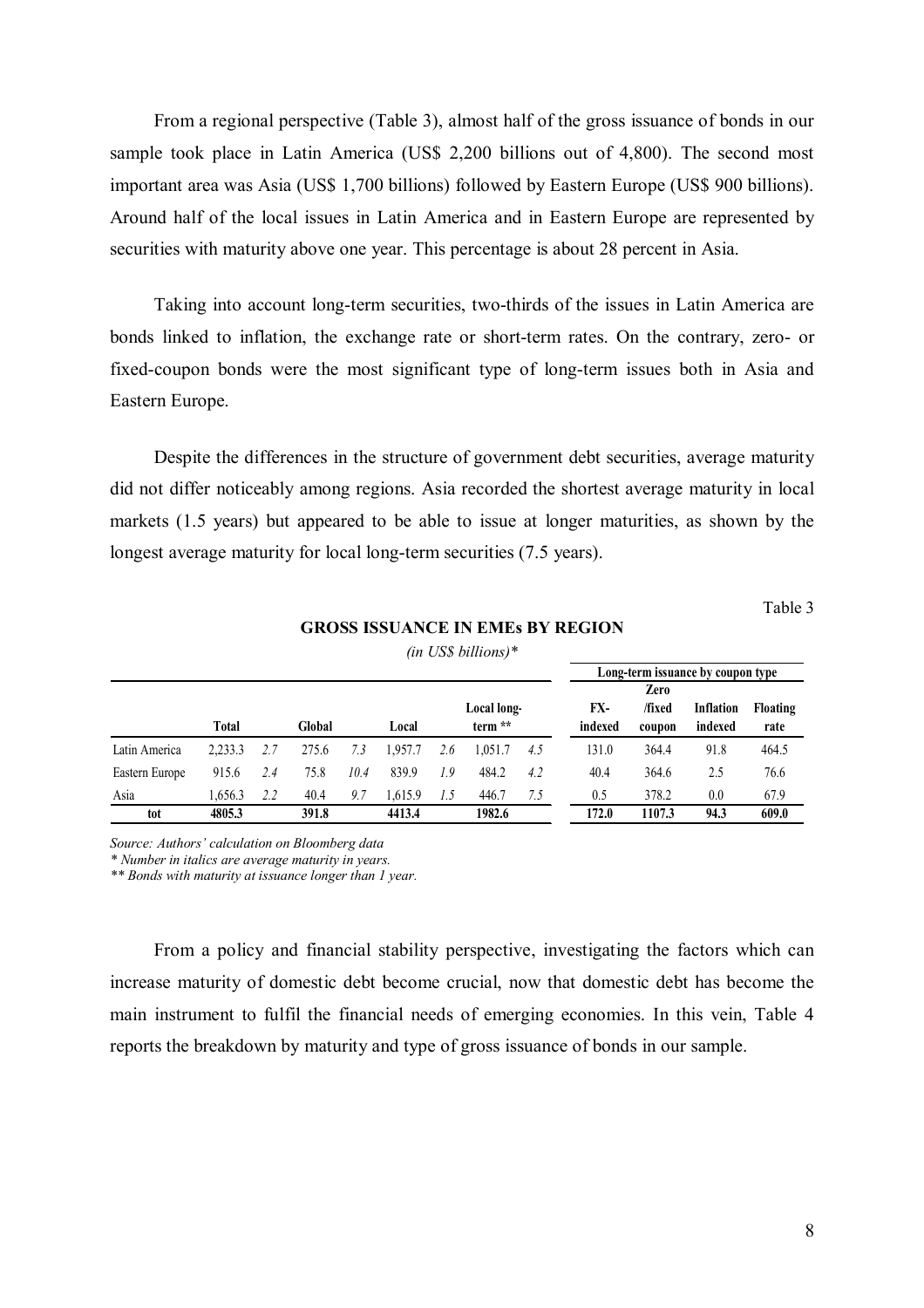From a regional perspective (Table 3), almost half of the gross issuance of bonds in our sample took place in Latin America (US$ 2,200 billions out of 4,800). The second most important area was Asia (US$ 1,700 billions) followed by Eastern Europe (US$ 900 billions). Around half of the local issues in Latin America and in Eastern Europe are represented by securities with maturity above one year. This percentage is about 28 percent in Asia.

Taking into account long-term securities, two-thirds of the issues in Latin America are bonds linked to inflation, the exchange rate or short-term rates. On the contrary, zero- or fixed-coupon bonds were the most significant type of long-term issues both in Asia and Eastern Europe.

Despite the differences in the structure of government debt securities, average maturity did not differ noticeably among regions. Asia recorded the shortest average maturity in local markets (1.5 years) but appeared to be able to issue at longer maturities, as shown by the longest average maturity for local long-term securities (7.5 years).

Table 3

**GROSS ISSUANCE IN EMEs BY REGION**

*(in US$ billions)**

| | | | | | | | | | Long-term issuance by coupon type | | | |
|---|---|---|---|---|---|---|---|---|---|---|---|---|
| | **Total** | | **Global** | | **Local** | | **Local long-term \*\*** | | **FX-indexed** | **Zero /fixed coupon** | **Inflation indexed** | **Floating rate** |
| Latin America | 2,233.3 | *2.7* | 275.6 | *7.3* | 1,957.7 | *2.6* | 1,051.7 | *4.5* | 131.0 | 364.4 | 91.8 | 464.5 |
| Eastern Europe | 915.6 | *2.4* | 75.8 | *10.4* | 839.9 | *1.9* | 484.2 | *4.2* | 40.4 | 364.6 | 2.5 | 76.6 |
| Asia | 1,656.3 | *2.2* | 40.4 | *9.7* | 1,615.9 | *1.5* | 446.7 | *7.5* | 0.5 | 378.2 | 0.0 | 67.9 |
| **tot** | **4805.3** | | **391.8** | | **4413.4** | | **1982.6** | | **172.0** | **1107.3** | **94.3** | **609.0** |

*Source: Authors' calculation on Bloomberg data*

*\* Number in italics are average maturity in years.*

*\*\* Bonds with maturity at issuance longer than 1 year.*

From a policy and financial stability perspective, investigating the factors which can increase maturity of domestic debt become crucial, now that domestic debt has become the main instrument to fulfil the financial needs of emerging economies. In this vein, Table 4 reports the breakdown by maturity and type of gross issuance of bonds in our sample.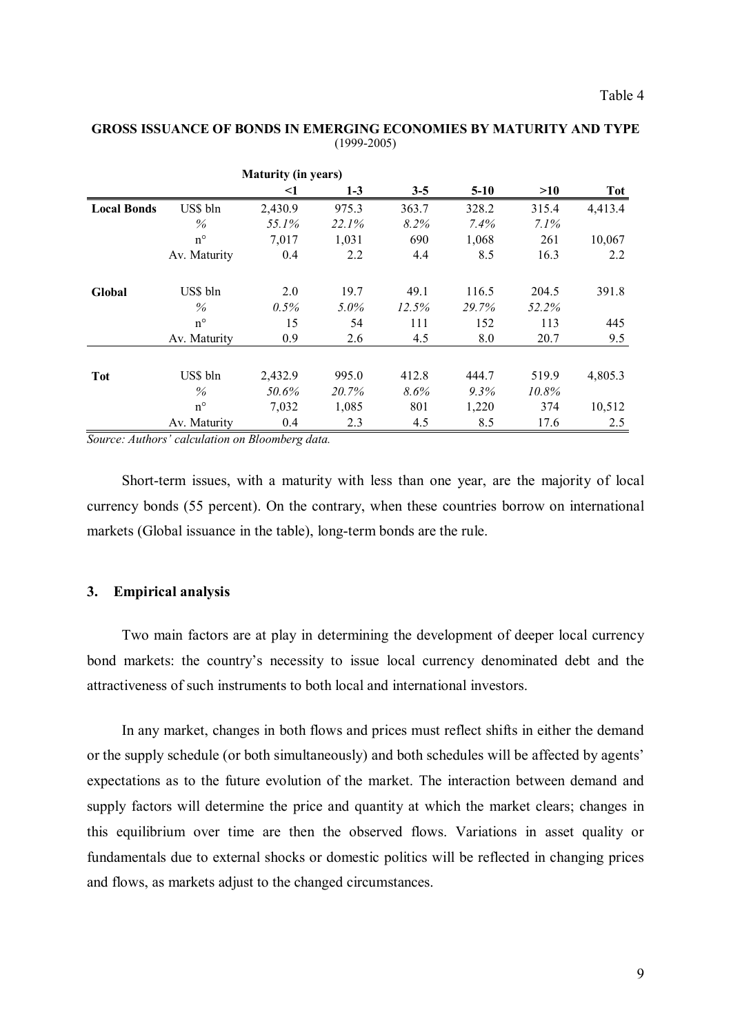Table 4

**GROSS ISSUANCE OF BONDS IN EMERGING ECONOMIES BY MATURITY AND TYPE**
(1999-2005)

| | | Maturity (in years) | | | | | |
|---|---|---|---|---|---|---|---|
| | | <1 | 1-3 | 3-5 | 5-10 | >10 | Tot |
| **Local Bonds** | US$ bln | 2,430.9 | 975.3 | 363.7 | 328.2 | 315.4 | 4,413.4 |
| | *%* | *55.1%* | *22.1%* | *8.2%* | *7.4%* | *7.1%* | |
| | n° | 7,017 | 1,031 | 690 | 1,068 | 261 | 10,067 |
| | Av. Maturity | 0.4 | 2.2 | 4.4 | 8.5 | 16.3 | 2.2 |
| **Global** | US$ bln | 2.0 | 19.7 | 49.1 | 116.5 | 204.5 | 391.8 |
| | *%* | *0.5%* | *5.0%* | *12.5%* | *29.7%* | *52.2%* | |
| | n° | 15 | 54 | 111 | 152 | 113 | 445 |
| | Av. Maturity | 0.9 | 2.6 | 4.5 | 8.0 | 20.7 | 9.5 |
| **Tot** | US$ bln | 2,432.9 | 995.0 | 412.8 | 444.7 | 519.9 | 4,805.3 |
| | *%* | *50.6%* | *20.7%* | *8.6%* | *9.3%* | *10.8%* | |
| | n° | 7,032 | 1,085 | 801 | 1,220 | 374 | 10,512 |
| | Av. Maturity | 0.4 | 2.3 | 4.5 | 8.5 | 17.6 | 2.5 |

*Source: Authors' calculation on Bloomberg data.*

Short-term issues, with a maturity with less than one year, are the majority of local currency bonds (55 percent). On the contrary, when these countries borrow on international markets (Global issuance in the table), long-term bonds are the rule.

## 3. Empirical analysis

Two main factors are at play in determining the development of deeper local currency bond markets: the country's necessity to issue local currency denominated debt and the attractiveness of such instruments to both local and international investors.

In any market, changes in both flows and prices must reflect shifts in either the demand or the supply schedule (or both simultaneously) and both schedules will be affected by agents' expectations as to the future evolution of the market. The interaction between demand and supply factors will determine the price and quantity at which the market clears; changes in this equilibrium over time are then the observed flows. Variations in asset quality or fundamentals due to external shocks or domestic politics will be reflected in changing prices and flows, as markets adjust to the changed circumstances.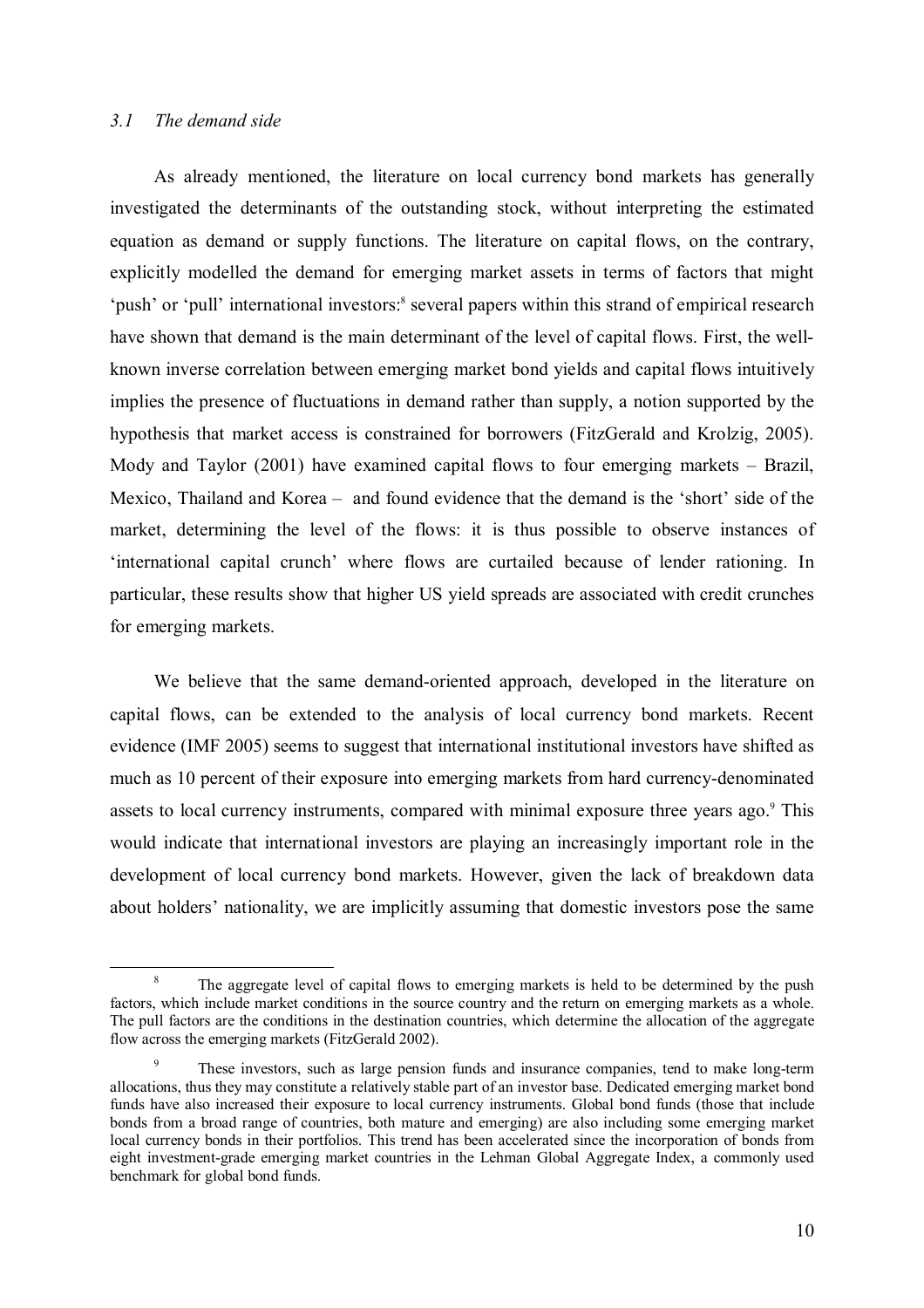### *3.1 The demand side*

As already mentioned, the literature on local currency bond markets has generally investigated the determinants of the outstanding stock, without interpreting the estimated equation as demand or supply functions. The literature on capital flows, on the contrary, explicitly modelled the demand for emerging market assets in terms of factors that might 'push' or 'pull' international investors:[8] several papers within this strand of empirical research have shown that demand is the main determinant of the level of capital flows. First, the well-known inverse correlation between emerging market bond yields and capital flows intuitively implies the presence of fluctuations in demand rather than supply, a notion supported by the hypothesis that market access is constrained for borrowers (FitzGerald and Krolzig, 2005). Mody and Taylor (2001) have examined capital flows to four emerging markets – Brazil, Mexico, Thailand and Korea – and found evidence that the demand is the 'short' side of the market, determining the level of the flows: it is thus possible to observe instances of 'international capital crunch' where flows are curtailed because of lender rationing. In particular, these results show that higher US yield spreads are associated with credit crunches for emerging markets.

We believe that the same demand-oriented approach, developed in the literature on capital flows, can be extended to the analysis of local currency bond markets. Recent evidence (IMF 2005) seems to suggest that international institutional investors have shifted as much as 10 percent of their exposure into emerging markets from hard currency-denominated assets to local currency instruments, compared with minimal exposure three years ago.[9] This would indicate that international investors are playing an increasingly important role in the development of local currency bond markets. However, given the lack of breakdown data about holders' nationality, we are implicitly assuming that domestic investors pose the same

---

[8] The aggregate level of capital flows to emerging markets is held to be determined by the push factors, which include market conditions in the source country and the return on emerging markets as a whole. The pull factors are the conditions in the destination countries, which determine the allocation of the aggregate flow across the emerging markets (FitzGerald 2002).

[9] These investors, such as large pension funds and insurance companies, tend to make long-term allocations, thus they may constitute a relatively stable part of an investor base. Dedicated emerging market bond funds have also increased their exposure to local currency instruments. Global bond funds (those that include bonds from a broad range of countries, both mature and emerging) are also including some emerging market local currency bonds in their portfolios. This trend has been accelerated since the incorporation of bonds from eight investment-grade emerging market countries in the Lehman Global Aggregate Index, a commonly used benchmark for global bond funds.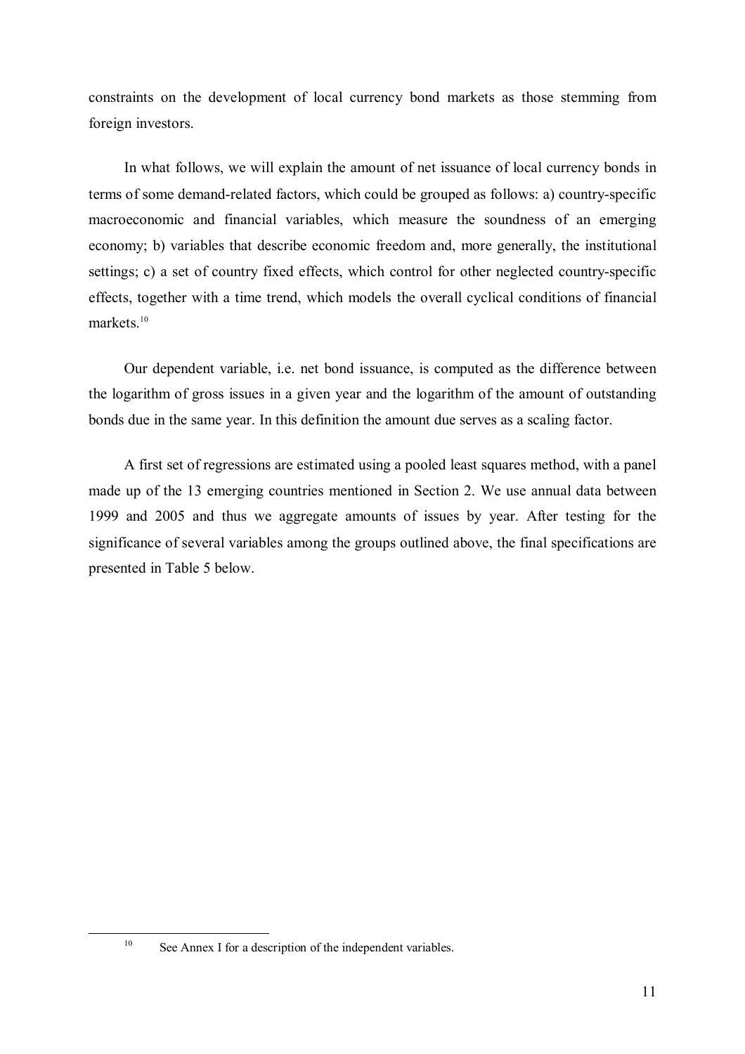constraints on the development of local currency bond markets as those stemming from foreign investors.

In what follows, we will explain the amount of net issuance of local currency bonds in terms of some demand-related factors, which could be grouped as follows: a) country-specific macroeconomic and financial variables, which measure the soundness of an emerging economy; b) variables that describe economic freedom and, more generally, the institutional settings; c) a set of country fixed effects, which control for other neglected country-specific effects, together with a time trend, which models the overall cyclical conditions of financial markets.[10]

Our dependent variable, i.e. net bond issuance, is computed as the difference between the logarithm of gross issues in a given year and the logarithm of the amount of outstanding bonds due in the same year. In this definition the amount due serves as a scaling factor.

A first set of regressions are estimated using a pooled least squares method, with a panel made up of the 13 emerging countries mentioned in Section 2. We use annual data between 1999 and 2005 and thus we aggregate amounts of issues by year. After testing for the significance of several variables among the groups outlined above, the final specifications are presented in Table 5 below.

---

[10] See Annex I for a description of the independent variables.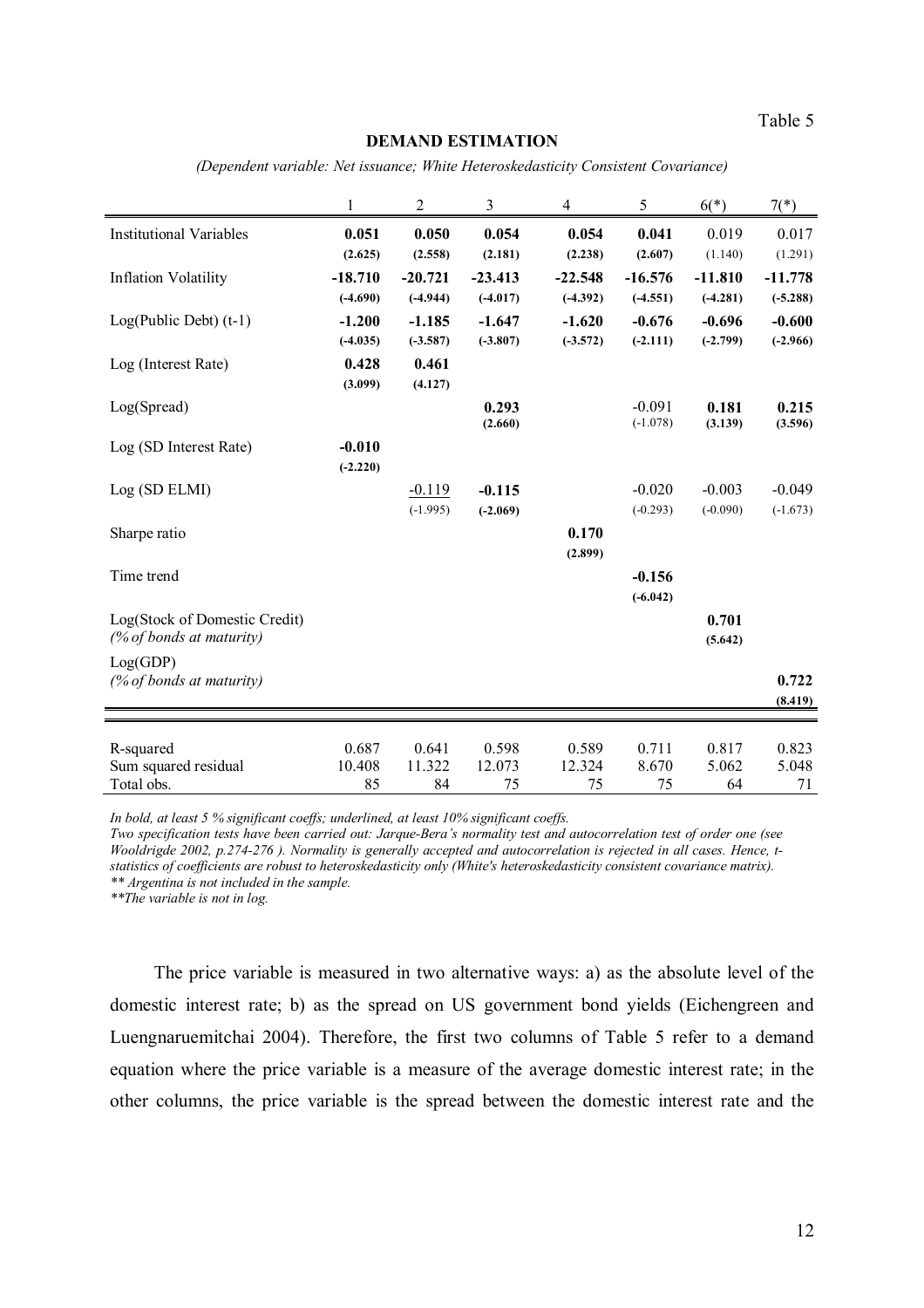Table 5

**DEMAND ESTIMATION**

*(Dependent variable: Net issuance; White Heteroskedasticity Consistent Covariance)*

| | 1 | 2 | 3 | 4 | 5 | 6(*) | 7(*) |
|---|---|---|---|---|---|---|---|
| Institutional Variables | **0.051** | **0.050** | **0.054** | **0.054** | **0.041** | 0.019 | 0.017 |
| | **(2.625)** | **(2.558)** | **(2.181)** | **(2.238)** | **(2.607)** | (1.140) | (1.291) |
| Inflation Volatility | **-18.710** | **-20.721** | **-23.413** | **-22.548** | **-16.576** | **-11.810** | **-11.778** |
| | **(-4.690)** | **(-4.944)** | **(-4.017)** | **(-4.392)** | **(-4.551)** | **(-4.281)** | **(-5.288)** |
| Log(Public Debt) (t-1) | **-1.200** | **-1.185** | **-1.647** | **-1.620** | **-0.676** | **-0.696** | **-0.600** |
| | **(-4.035)** | **(-3.587)** | **(-3.807)** | **(-3.572)** | **(-2.111)** | **(-2.799)** | **(-2.966)** |
| Log (Interest Rate) | **0.428** | **0.461** | | | | | |
| | **(3.099)** | **(4.127)** | | | | | |
| Log(Spread) | | | **0.293** | | -0.091 | **0.181** | **0.215** |
| | | | **(2.660)** | | (-1.078) | **(3.139)** | **(3.596)** |
| Log (SD Interest Rate) | **-0.010** | | | | | | |
| | **(-2.220)** | | | | | | |
| Log (SD ELMI) | | <u>-0.119</u> | **-0.115** | | -0.020 | -0.003 | -0.049 |
| | | (-1.995) | **(-2.069)** | | (-0.293) | (-0.090) | (-1.673) |
| Sharpe ratio | | | | **0.170** | | | |
| | | | | **(2.899)** | | | |
| Time trend | | | | | **-0.156** | | |
| | | | | | **(-6.042)** | | |
| Log(Stock of Domestic Credit) *(% of bonds at maturity)* | | | | | | **0.701** | |
| | | | | | | **(5.642)** | |
| Log(GDP) *(% of bonds at maturity)* | | | | | | | **0.722** |
| | | | | | | | **(8.419)** |
| R-squared | 0.687 | 0.641 | 0.598 | 0.589 | 0.711 | 0.817 | 0.823 |
| Sum squared residual | 10.408 | 11.322 | 12.073 | 12.324 | 8.670 | 5.062 | 5.048 |
| Total obs. | 85 | 84 | 75 | 75 | 75 | 64 | 71 |

*In bold, at least 5 % significant coeffs; underlined, at least 10% significant coeffs.*
*Two specification tests have been carried out: Jarque-Bera's normality test and autocorrelation test of order one (see Wooldrigde 2002, p.274-276 ). Normality is generally accepted and autocorrelation is rejected in all cases. Hence, t-statistics of coefficients are robust to heteroskedasticity only (White's heteroskedasticity consistent covariance matrix).*
*\*\* Argentina is not included in the sample.*
*\*\*The variable is not in log.*

The price variable is measured in two alternative ways: a) as the absolute level of the domestic interest rate; b) as the spread on US government bond yields (Eichengreen and Luengnaruemitchai 2004). Therefore, the first two columns of Table 5 refer to a demand equation where the price variable is a measure of the average domestic interest rate; in the other columns, the price variable is the spread between the domestic interest rate and the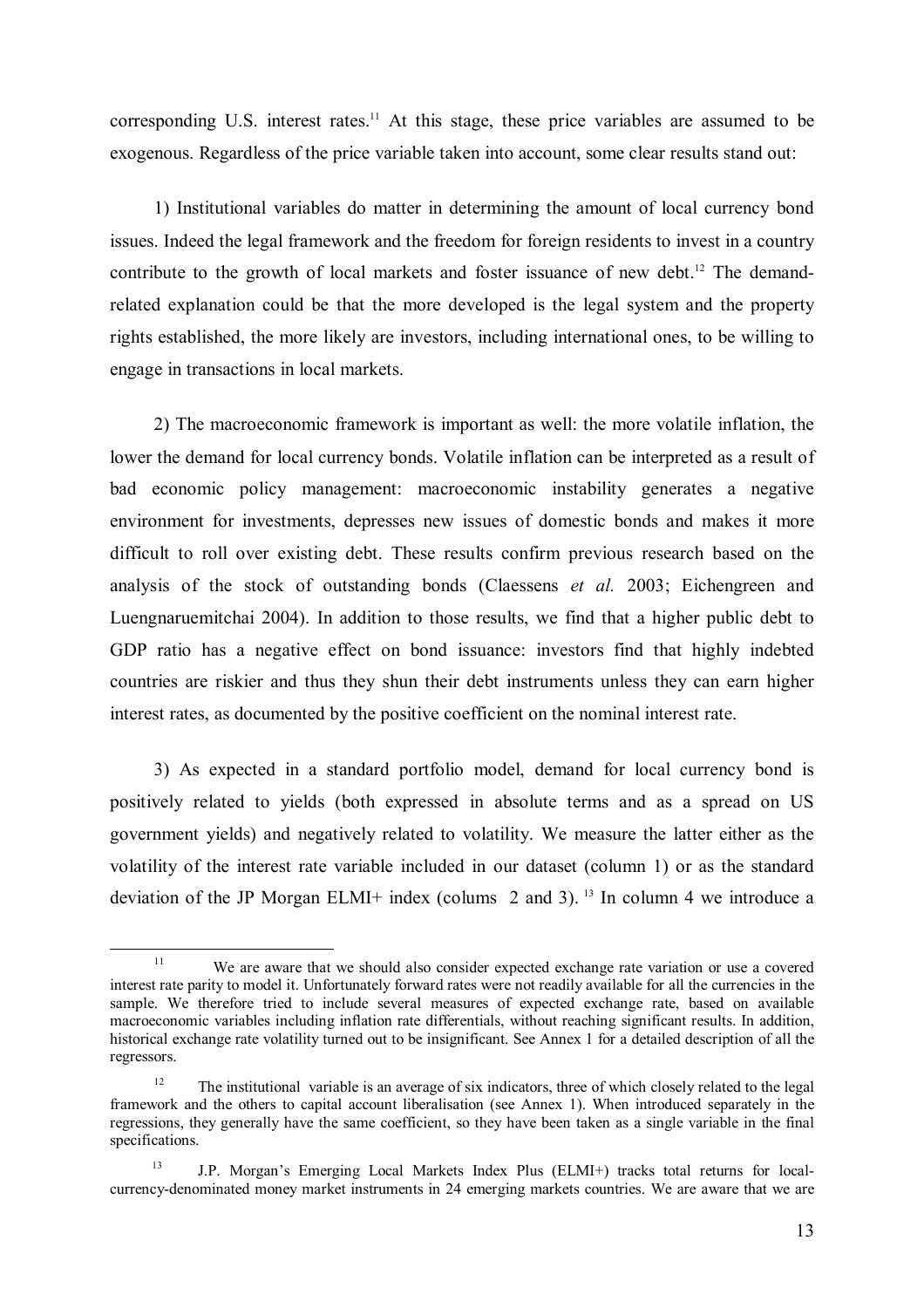corresponding U.S. interest rates.[11] At this stage, these price variables are assumed to be exogenous. Regardless of the price variable taken into account, some clear results stand out:

1) Institutional variables do matter in determining the amount of local currency bond issues. Indeed the legal framework and the freedom for foreign residents to invest in a country contribute to the growth of local markets and foster issuance of new debt.[12] The demand-related explanation could be that the more developed is the legal system and the property rights established, the more likely are investors, including international ones, to be willing to engage in transactions in local markets.

2) The macroeconomic framework is important as well: the more volatile inflation, the lower the demand for local currency bonds. Volatile inflation can be interpreted as a result of bad economic policy management: macroeconomic instability generates a negative environment for investments, depresses new issues of domestic bonds and makes it more difficult to roll over existing debt. These results confirm previous research based on the analysis of the stock of outstanding bonds (Claessens *et al.* 2003; Eichengreen and Luengnaruemitchai 2004). In addition to those results, we find that a higher public debt to GDP ratio has a negative effect on bond issuance: investors find that highly indebted countries are riskier and thus they shun their debt instruments unless they can earn higher interest rates, as documented by the positive coefficient on the nominal interest rate.

3) As expected in a standard portfolio model, demand for local currency bond is positively related to yields (both expressed in absolute terms and as a spread on US government yields) and negatively related to volatility. We measure the latter either as the volatility of the interest rate variable included in our dataset (column 1) or as the standard deviation of the JP Morgan ELMI+ index (colums 2 and 3).[13] In column 4 we introduce a

---

[11] We are aware that we should also consider expected exchange rate variation or use a covered interest rate parity to model it. Unfortunately forward rates were not readily available for all the currencies in the sample. We therefore tried to include several measures of expected exchange rate, based on available macroeconomic variables including inflation rate differentials, without reaching significant results. In addition, historical exchange rate volatility turned out to be insignificant. See Annex 1 for a detailed description of all the regressors.

[12] The institutional variable is an average of six indicators, three of which closely related to the legal framework and the others to capital account liberalisation (see Annex 1). When introduced separately in the regressions, they generally have the same coefficient, so they have been taken as a single variable in the final specifications.

[13] J.P. Morgan's Emerging Local Markets Index Plus (ELMI+) tracks total returns for local-currency-denominated money market instruments in 24 emerging markets countries. We are aware that we are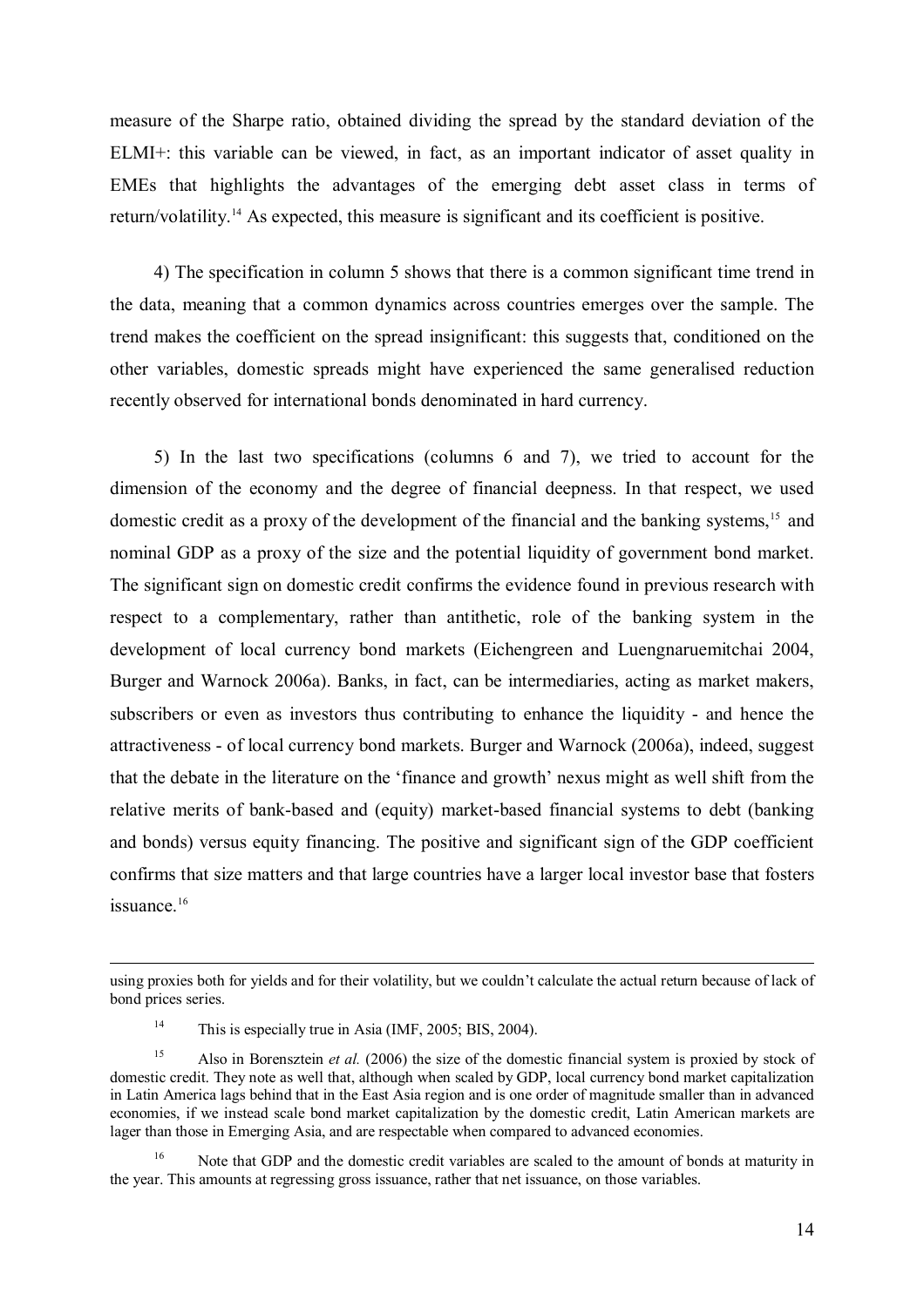measure of the Sharpe ratio, obtained dividing the spread by the standard deviation of the ELMI+: this variable can be viewed, in fact, as an important indicator of asset quality in EMEs that highlights the advantages of the emerging debt asset class in terms of return/volatility.[14] As expected, this measure is significant and its coefficient is positive.

4) The specification in column 5 shows that there is a common significant time trend in the data, meaning that a common dynamics across countries emerges over the sample. The trend makes the coefficient on the spread insignificant: this suggests that, conditioned on the other variables, domestic spreads might have experienced the same generalised reduction recently observed for international bonds denominated in hard currency.

5) In the last two specifications (columns 6 and 7), we tried to account for the dimension of the economy and the degree of financial deepness. In that respect, we used domestic credit as a proxy of the development of the financial and the banking systems,[15] and nominal GDP as a proxy of the size and the potential liquidity of government bond market. The significant sign on domestic credit confirms the evidence found in previous research with respect to a complementary, rather than antithetic, role of the banking system in the development of local currency bond markets (Eichengreen and Luengnaruemitchai 2004, Burger and Warnock 2006a). Banks, in fact, can be intermediaries, acting as market makers, subscribers or even as investors thus contributing to enhance the liquidity - and hence the attractiveness - of local currency bond markets. Burger and Warnock (2006a), indeed, suggest that the debate in the literature on the 'finance and growth' nexus might as well shift from the relative merits of bank-based and (equity) market-based financial systems to debt (banking and bonds) versus equity financing. The positive and significant sign of the GDP coefficient confirms that size matters and that large countries have a larger local investor base that fosters issuance.[16]

---

using proxies both for yields and for their volatility, but we couldn't calculate the actual return because of lack of bond prices series.

[14] This is especially true in Asia (IMF, 2005; BIS, 2004).

[15] Also in Borensztein *et al.* (2006) the size of the domestic financial system is proxied by stock of domestic credit. They note as well that, although when scaled by GDP, local currency bond market capitalization in Latin America lags behind that in the East Asia region and is one order of magnitude smaller than in advanced economies, if we instead scale bond market capitalization by the domestic credit, Latin American markets are lager than those in Emerging Asia, and are respectable when compared to advanced economies.

[16] Note that GDP and the domestic credit variables are scaled to the amount of bonds at maturity in the year. This amounts at regressing gross issuance, rather that net issuance, on those variables.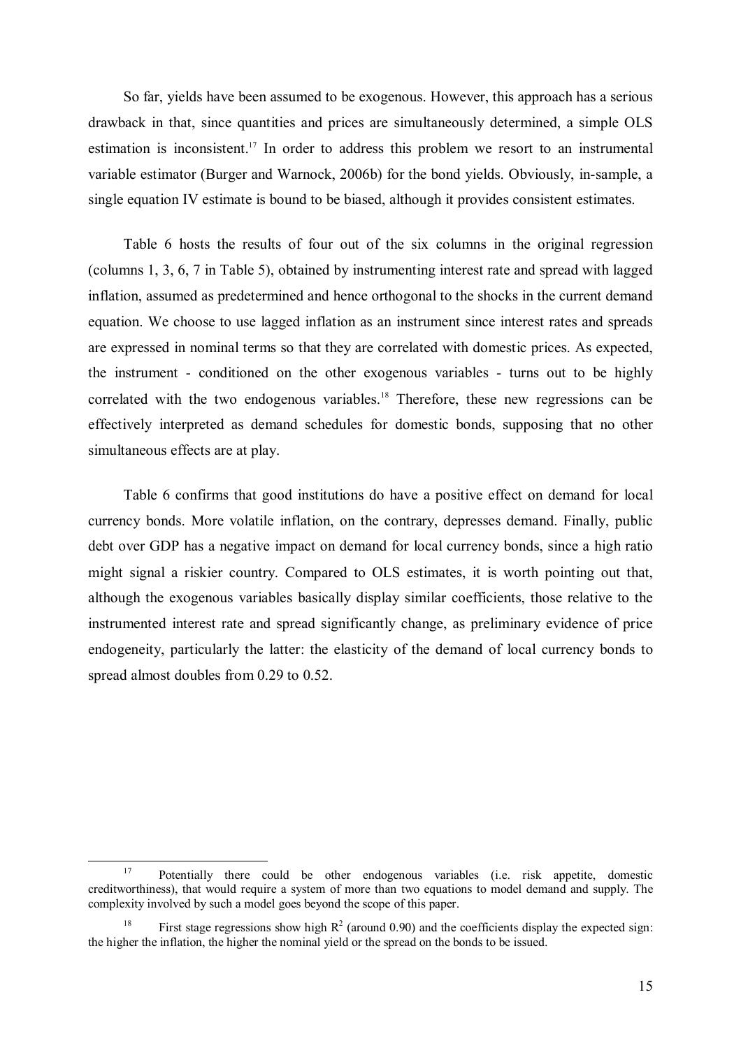So far, yields have been assumed to be exogenous. However, this approach has a serious drawback in that, since quantities and prices are simultaneously determined, a simple OLS estimation is inconsistent.[17] In order to address this problem we resort to an instrumental variable estimator (Burger and Warnock, 2006b) for the bond yields. Obviously, in-sample, a single equation IV estimate is bound to be biased, although it provides consistent estimates.

Table 6 hosts the results of four out of the six columns in the original regression (columns 1, 3, 6, 7 in Table 5), obtained by instrumenting interest rate and spread with lagged inflation, assumed as predetermined and hence orthogonal to the shocks in the current demand equation. We choose to use lagged inflation as an instrument since interest rates and spreads are expressed in nominal terms so that they are correlated with domestic prices. As expected, the instrument - conditioned on the other exogenous variables - turns out to be highly correlated with the two endogenous variables.[18] Therefore, these new regressions can be effectively interpreted as demand schedules for domestic bonds, supposing that no other simultaneous effects are at play.

Table 6 confirms that good institutions do have a positive effect on demand for local currency bonds. More volatile inflation, on the contrary, depresses demand. Finally, public debt over GDP has a negative impact on demand for local currency bonds, since a high ratio might signal a riskier country. Compared to OLS estimates, it is worth pointing out that, although the exogenous variables basically display similar coefficients, those relative to the instrumented interest rate and spread significantly change, as preliminary evidence of price endogeneity, particularly the latter: the elasticity of the demand of local currency bonds to spread almost doubles from 0.29 to 0.52.

---

[17] Potentially there could be other endogenous variables (i.e. risk appetite, domestic creditworthiness), that would require a system of more than two equations to model demand and supply. The complexity involved by such a model goes beyond the scope of this paper.

[18] First stage regressions show high $R^2$ (around 0.90) and the coefficients display the expected sign: the higher the inflation, the higher the nominal yield or the spread on the bonds to be issued.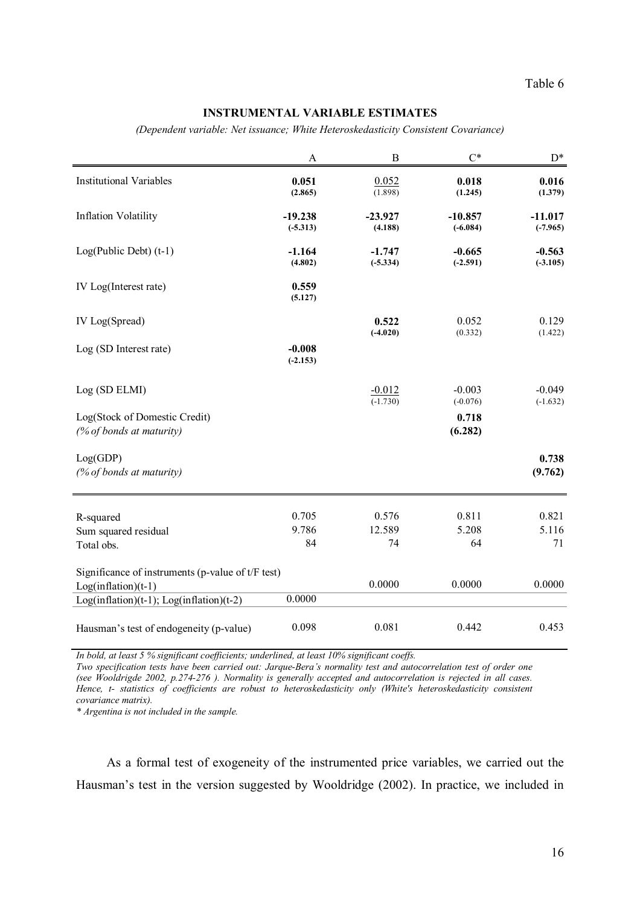Table 6

**INSTRUMENTAL VARIABLE ESTIMATES**

*(Dependent variable: Net issuance; White Heteroskedasticity Consistent Covariance)*

| | A | B | C* | D* |
|---|---|---|---|---|
| Institutional Variables | **0.051** **(2.865)** | <u>0.052</u> (1.898) | **0.018** **(1.245)** | **0.016** **(1.379)** |
| Inflation Volatility | **-19.238** **(-5.313)** | **-23.927** **(4.188)** | **-10.857** **(-6.084)** | **-11.017** **(-7.965)** |
| Log(Public Debt) (t-1) | **-1.164** **(4.802)** | **-1.747** **(-5.334)** | **-0.665** **(-2.591)** | **-0.563** **(-3.105)** |
| IV Log(Interest rate) | **0.559** **(5.127)** | | | |
| IV Log(Spread) | | **0.522** **(-4.020)** | 0.052 (0.332) | 0.129 (1.422) |
| Log (SD Interest rate) | **-0.008** **(-2.153)** | | | |
| Log (SD ELMI) | | <u>-0.012</u> (-1.730) | -0.003 (-0.076) | -0.049 (-1.632) |
| Log(Stock of Domestic Credit) *(% of bonds at maturity)* | | | **0.718** **(6.282)** | |
| Log(GDP) *(% of bonds at maturity)* | | | | **0.738** **(9.762)** |
| R-squared | 0.705 | 0.576 | 0.811 | 0.821 |
| Sum squared residual | 9.786 | 12.589 | 5.208 | 5.116 |
| Total obs. | 84 | 74 | 64 | 71 |
| Significance of instruments (p-value of t/F test) | | | | |
| Log(inflation)(t-1) | | 0.0000 | 0.0000 | 0.0000 |
| Log(inflation)(t-1); Log(inflation)(t-2) | 0.0000 | | | |
| Hausman's test of endogeneity (p-value) | 0.098 | 0.081 | 0.442 | 0.453 |

*In bold, at least 5 % significant coefficients; underlined, at least 10% significant coeffs.*

*Two specification tests have been carried out: Jarque-Bera's normality test and autocorrelation test of order one (see Wooldrigde 2002, p.274-276 ). Normality is generally accepted and autocorrelation is rejected in all cases. Hence, t- statistics of coefficients are robust to heteroskedasticity only (White's heteroskedasticity consistent covariance matrix).*

*\* Argentina is not included in the sample.*

As a formal test of exogeneity of the instrumented price variables, we carried out the Hausman's test in the version suggested by Wooldridge (2002). In practice, we included in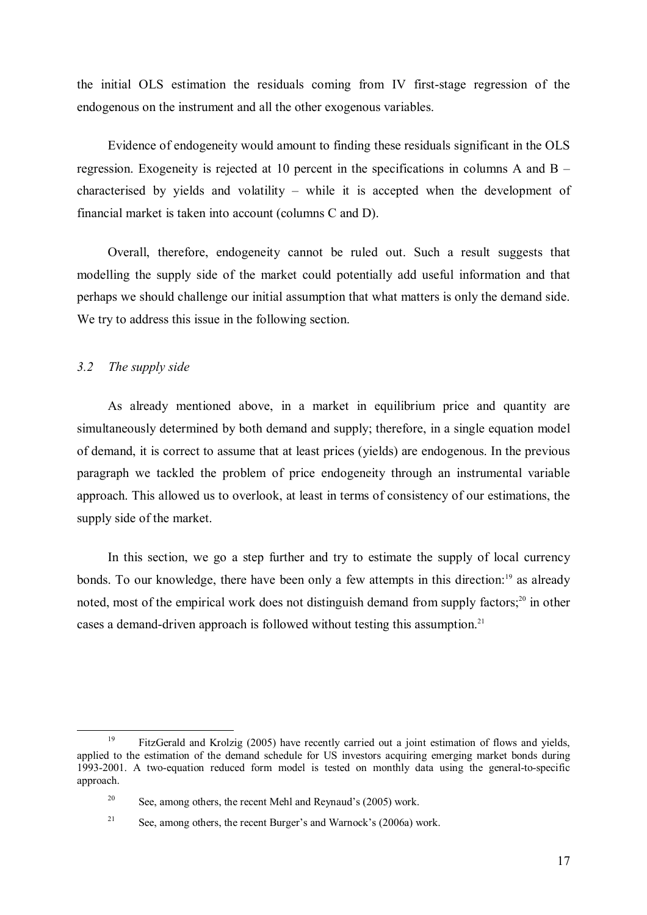the initial OLS estimation the residuals coming from IV first-stage regression of the endogenous on the instrument and all the other exogenous variables.

Evidence of endogeneity would amount to finding these residuals significant in the OLS regression. Exogeneity is rejected at 10 percent in the specifications in columns A and B – characterised by yields and volatility – while it is accepted when the development of financial market is taken into account (columns C and D).

Overall, therefore, endogeneity cannot be ruled out. Such a result suggests that modelling the supply side of the market could potentially add useful information and that perhaps we should challenge our initial assumption that what matters is only the demand side. We try to address this issue in the following section.

### *3.2 The supply side*

As already mentioned above, in a market in equilibrium price and quantity are simultaneously determined by both demand and supply; therefore, in a single equation model of demand, it is correct to assume that at least prices (yields) are endogenous. In the previous paragraph we tackled the problem of price endogeneity through an instrumental variable approach. This allowed us to overlook, at least in terms of consistency of our estimations, the supply side of the market.

In this section, we go a step further and try to estimate the supply of local currency bonds. To our knowledge, there have been only a few attempts in this direction:[19] as already noted, most of the empirical work does not distinguish demand from supply factors;[20] in other cases a demand-driven approach is followed without testing this assumption.[21]

---

[19] FitzGerald and Krolzig (2005) have recently carried out a joint estimation of flows and yields, applied to the estimation of the demand schedule for US investors acquiring emerging market bonds during 1993-2001. A two-equation reduced form model is tested on monthly data using the general-to-specific approach.

[20] See, among others, the recent Mehl and Reynaud's (2005) work.

[21] See, among others, the recent Burger's and Warnock's (2006a) work.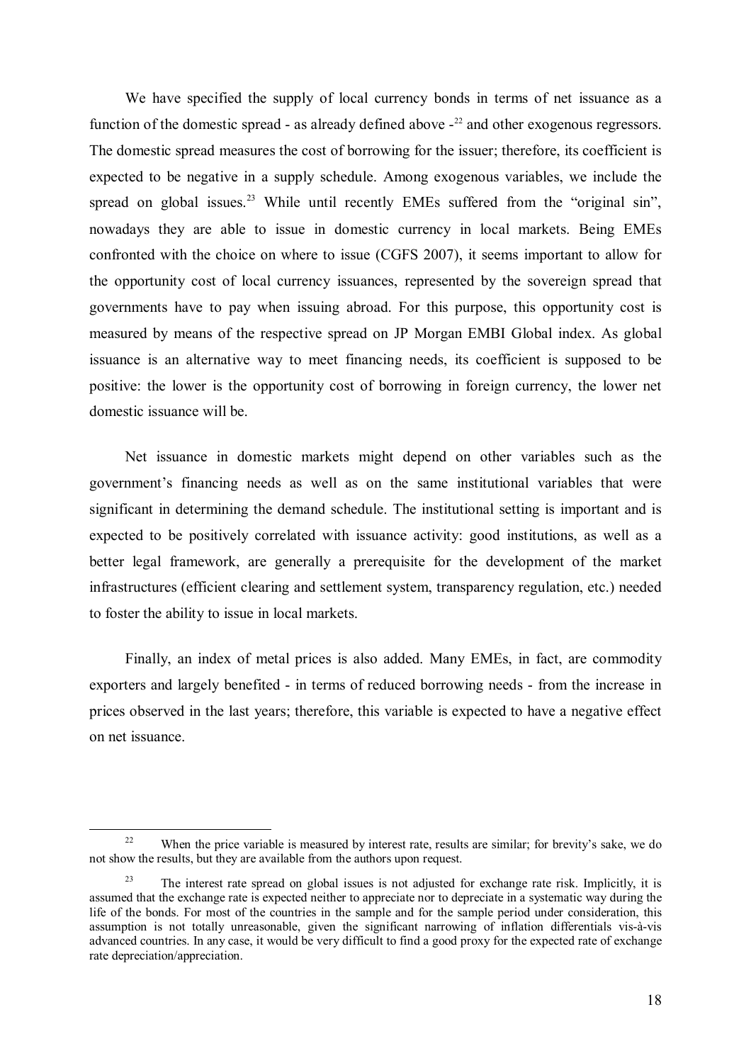We have specified the supply of local currency bonds in terms of net issuance as a function of the domestic spread - as already defined above -[22] and other exogenous regressors. The domestic spread measures the cost of borrowing for the issuer; therefore, its coefficient is expected to be negative in a supply schedule. Among exogenous variables, we include the spread on global issues.[23] While until recently EMEs suffered from the "original sin", nowadays they are able to issue in domestic currency in local markets. Being EMEs confronted with the choice on where to issue (CGFS 2007), it seems important to allow for the opportunity cost of local currency issuances, represented by the sovereign spread that governments have to pay when issuing abroad. For this purpose, this opportunity cost is measured by means of the respective spread on JP Morgan EMBI Global index. As global issuance is an alternative way to meet financing needs, its coefficient is supposed to be positive: the lower is the opportunity cost of borrowing in foreign currency, the lower net domestic issuance will be.

Net issuance in domestic markets might depend on other variables such as the government's financing needs as well as on the same institutional variables that were significant in determining the demand schedule. The institutional setting is important and is expected to be positively correlated with issuance activity: good institutions, as well as a better legal framework, are generally a prerequisite for the development of the market infrastructures (efficient clearing and settlement system, transparency regulation, etc.) needed to foster the ability to issue in local markets.

Finally, an index of metal prices is also added. Many EMEs, in fact, are commodity exporters and largely benefited - in terms of reduced borrowing needs - from the increase in prices observed in the last years; therefore, this variable is expected to have a negative effect on net issuance.

---

[22] When the price variable is measured by interest rate, results are similar; for brevity's sake, we do not show the results, but they are available from the authors upon request.

[23] The interest rate spread on global issues is not adjusted for exchange rate risk. Implicitly, it is assumed that the exchange rate is expected neither to appreciate nor to depreciate in a systematic way during the life of the bonds. For most of the countries in the sample and for the sample period under consideration, this assumption is not totally unreasonable, given the significant narrowing of inflation differentials vis-à-vis advanced countries. In any case, it would be very difficult to find a good proxy for the expected rate of exchange rate depreciation/appreciation.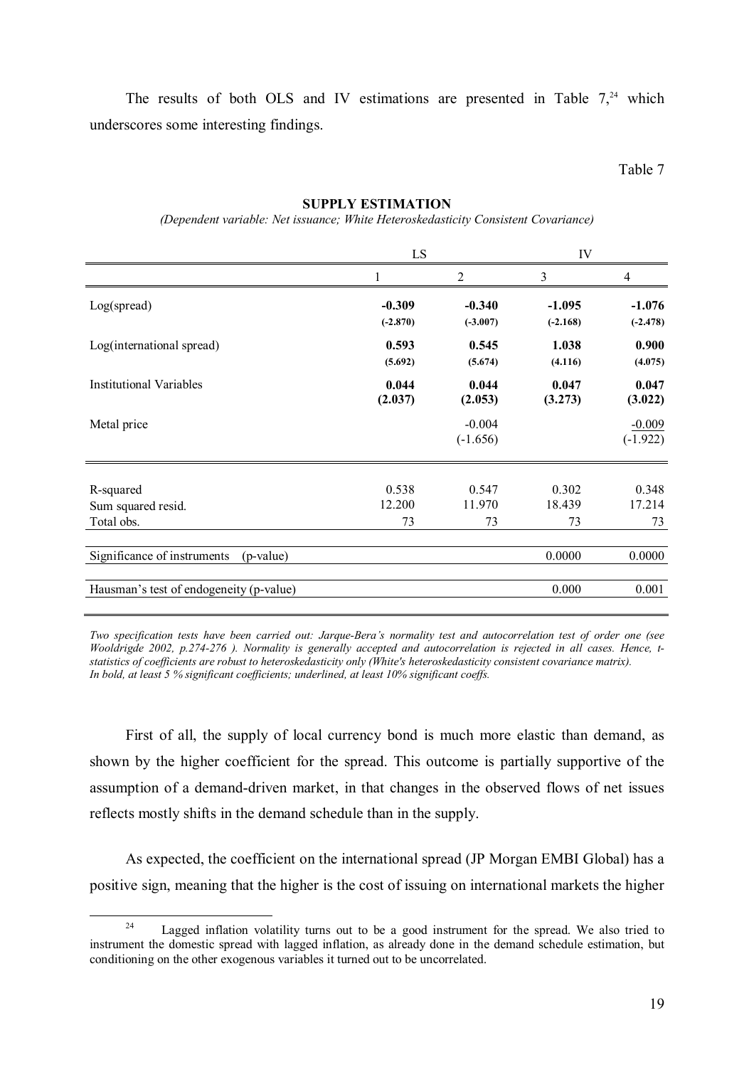The results of both OLS and IV estimations are presented in Table 7,[24] which underscores some interesting findings.

Table 7

**SUPPLY ESTIMATION**

*(Dependent variable: Net issuance; White Heteroskedasticity Consistent Covariance)*

| | LS | | IV | |
|---|---|---|---|---|
| | 1 | 2 | 3 | 4 |
| Log(spread) | **-0.309** | **-0.340** | **-1.095** | **-1.076** |
| | **(-2.870)** | **(-3.007)** | **(-2.168)** | **(-2.478)** |
| Log(international spread) | **0.593** | **0.545** | **1.038** | **0.900** |
| | **(5.692)** | **(5.674)** | **(4.116)** | **(4.075)** |
| Institutional Variables | **0.044** | **0.044** | **0.047** | **0.047** |
| | **(2.037)** | **(2.053)** | **(3.273)** | **(3.022)** |
| Metal price | | -0.004 | | <u>-0.009</u> |
| | | (-1.656) | | <u>(-1.922)</u> |
| R-squared | 0.538 | 0.547 | 0.302 | 0.348 |
| Sum squared resid. | 12.200 | 11.970 | 18.439 | 17.214 |
| Total obs. | 73 | 73 | 73 | 73 |
| Significance of instruments (p-value) | | | 0.0000 | 0.0000 |
| Hausman's test of endogeneity (p-value) | | | 0.000 | 0.001 |

*Two specification tests have been carried out: Jarque-Bera's normality test and autocorrelation test of order one (see Wooldrigde 2002, p.274-276 ). Normality is generally accepted and autocorrelation is rejected in all cases. Hence, t-statistics of coefficients are robust to heteroskedasticity only (White's heteroskedasticity consistent covariance matrix).*
*In bold, at least 5 % significant coefficients; underlined, at least 10% significant coeffs.*

First of all, the supply of local currency bond is much more elastic than demand, as shown by the higher coefficient for the spread. This outcome is partially supportive of the assumption of a demand-driven market, in that changes in the observed flows of net issues reflects mostly shifts in the demand schedule than in the supply.

As expected, the coefficient on the international spread (JP Morgan EMBI Global) has a positive sign, meaning that the higher is the cost of issuing on international markets the higher

[24] Lagged inflation volatility turns out to be a good instrument for the spread. We also tried to instrument the domestic spread with lagged inflation, as already done in the demand schedule estimation, but conditioning on the other exogenous variables it turned out to be uncorrelated.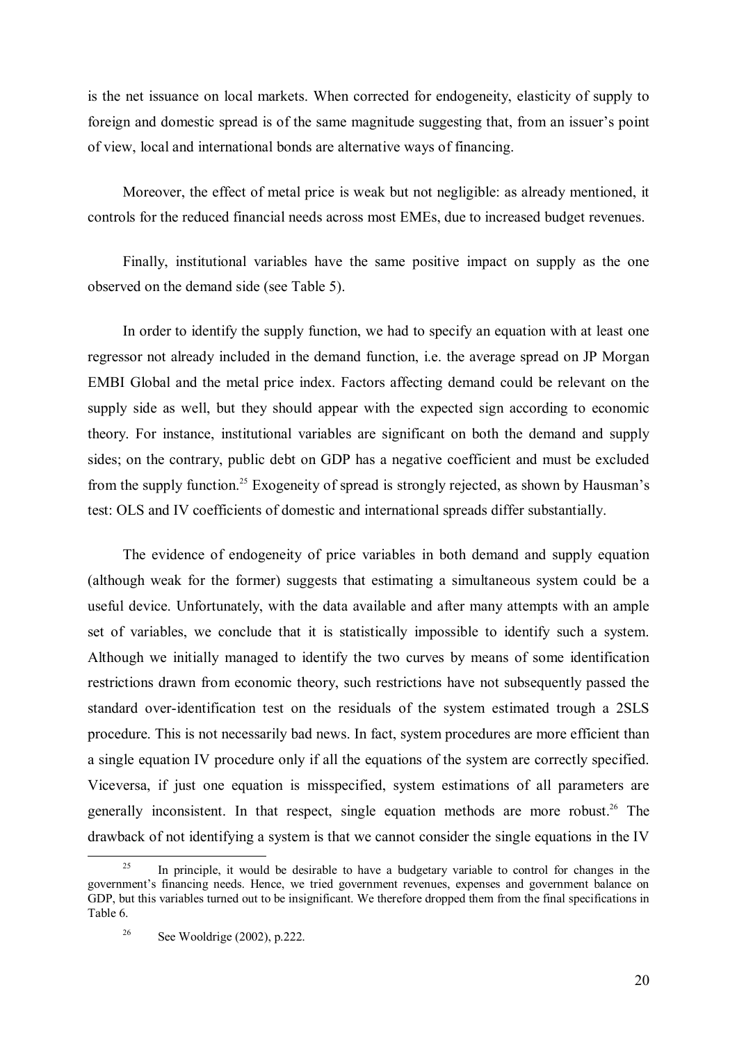is the net issuance on local markets. When corrected for endogeneity, elasticity of supply to foreign and domestic spread is of the same magnitude suggesting that, from an issuer's point of view, local and international bonds are alternative ways of financing.

Moreover, the effect of metal price is weak but not negligible: as already mentioned, it controls for the reduced financial needs across most EMEs, due to increased budget revenues.

Finally, institutional variables have the same positive impact on supply as the one observed on the demand side (see Table 5).

In order to identify the supply function, we had to specify an equation with at least one regressor not already included in the demand function, i.e. the average spread on JP Morgan EMBI Global and the metal price index. Factors affecting demand could be relevant on the supply side as well, but they should appear with the expected sign according to economic theory. For instance, institutional variables are significant on both the demand and supply sides; on the contrary, public debt on GDP has a negative coefficient and must be excluded from the supply function.[25] Exogeneity of spread is strongly rejected, as shown by Hausman's test: OLS and IV coefficients of domestic and international spreads differ substantially.

The evidence of endogeneity of price variables in both demand and supply equation (although weak for the former) suggests that estimating a simultaneous system could be a useful device. Unfortunately, with the data available and after many attempts with an ample set of variables, we conclude that it is statistically impossible to identify such a system. Although we initially managed to identify the two curves by means of some identification restrictions drawn from economic theory, such restrictions have not subsequently passed the standard over-identification test on the residuals of the system estimated trough a 2SLS procedure. This is not necessarily bad news. In fact, system procedures are more efficient than a single equation IV procedure only if all the equations of the system are correctly specified. Viceversa, if just one equation is misspecified, system estimations of all parameters are generally inconsistent. In that respect, single equation methods are more robust.[26] The drawback of not identifying a system is that we cannot consider the single equations in the IV

---

[25] In principle, it would be desirable to have a budgetary variable to control for changes in the government's financing needs. Hence, we tried government revenues, expenses and government balance on GDP, but this variables turned out to be insignificant. We therefore dropped them from the final specifications in Table 6.

[26] See Wooldrige (2002), p.222.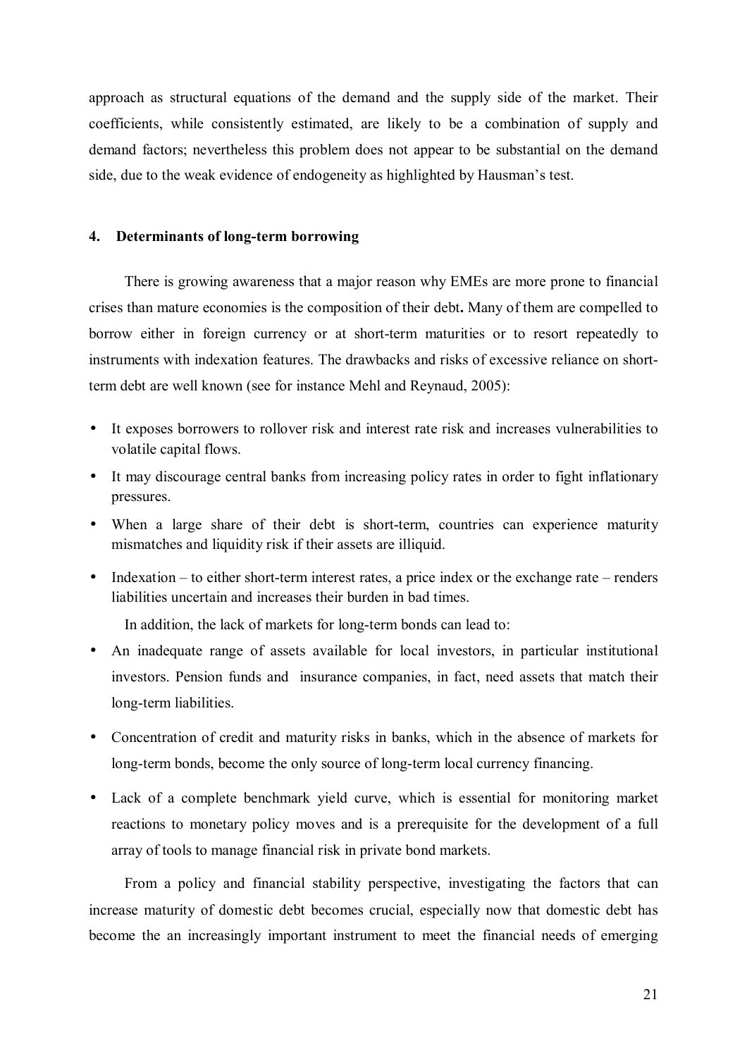approach as structural equations of the demand and the supply side of the market. Their coefficients, while consistently estimated, are likely to be a combination of supply and demand factors; nevertheless this problem does not appear to be substantial on the demand side, due to the weak evidence of endogeneity as highlighted by Hausman's test.

## 4. Determinants of long-term borrowing

There is growing awareness that a major reason why EMEs are more prone to financial crises than mature economies is the composition of their debt**.** Many of them are compelled to borrow either in foreign currency or at short-term maturities or to resort repeatedly to instruments with indexation features. The drawbacks and risks of excessive reliance on short-term debt are well known (see for instance Mehl and Reynaud, 2005):

- It exposes borrowers to rollover risk and interest rate risk and increases vulnerabilities to volatile capital flows.
- It may discourage central banks from increasing policy rates in order to fight inflationary pressures.
- When a large share of their debt is short-term, countries can experience maturity mismatches and liquidity risk if their assets are illiquid.
- Indexation – to either short-term interest rates, a price index or the exchange rate – renders liabilities uncertain and increases their burden in bad times.

In addition, the lack of markets for long-term bonds can lead to:

- An inadequate range of assets available for local investors, in particular institutional investors. Pension funds and insurance companies, in fact, need assets that match their long-term liabilities.
- Concentration of credit and maturity risks in banks, which in the absence of markets for long-term bonds, become the only source of long-term local currency financing.
- Lack of a complete benchmark yield curve, which is essential for monitoring market reactions to monetary policy moves and is a prerequisite for the development of a full array of tools to manage financial risk in private bond markets.

From a policy and financial stability perspective, investigating the factors that can increase maturity of domestic debt becomes crucial, especially now that domestic debt has become the an increasingly important instrument to meet the financial needs of emerging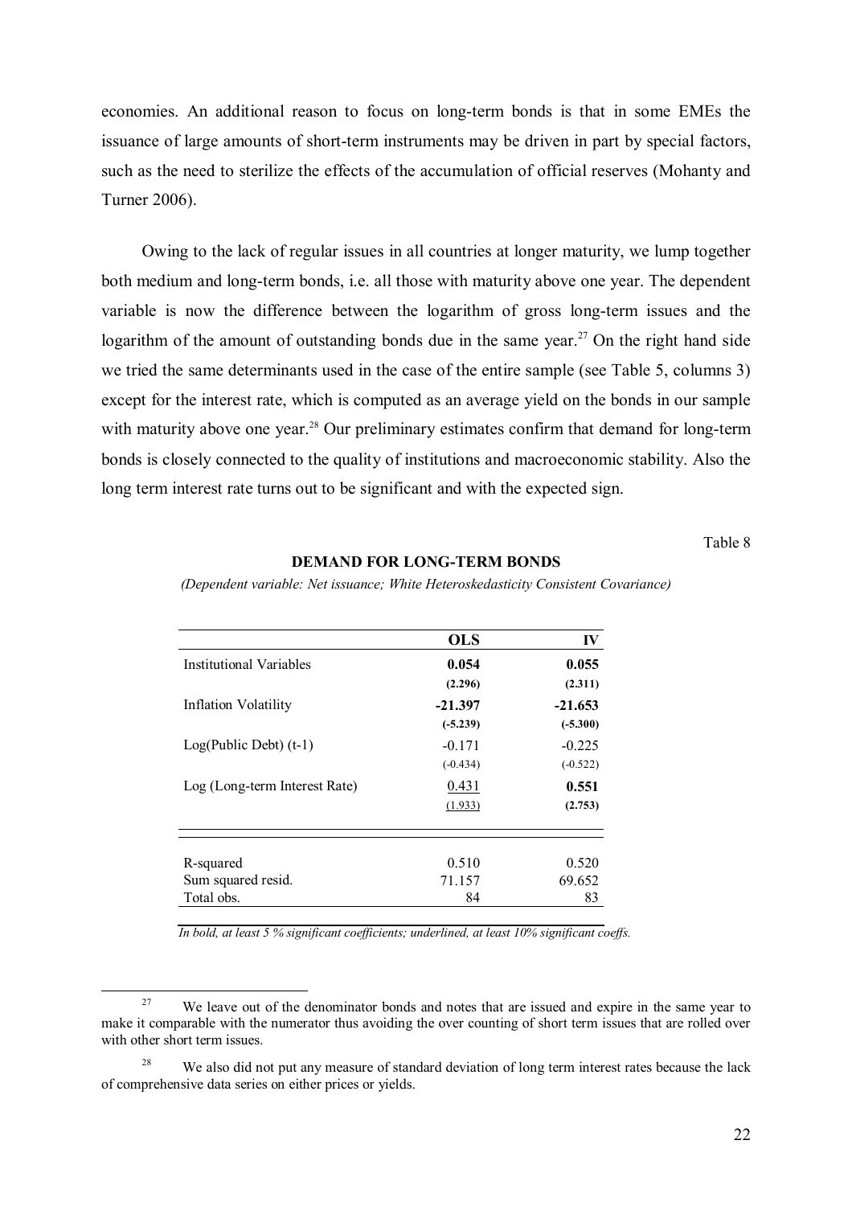economies. An additional reason to focus on long-term bonds is that in some EMEs the issuance of large amounts of short-term instruments may be driven in part by special factors, such as the need to sterilize the effects of the accumulation of official reserves (Mohanty and Turner 2006).

Owing to the lack of regular issues in all countries at longer maturity, we lump together both medium and long-term bonds, i.e. all those with maturity above one year. The dependent variable is now the difference between the logarithm of gross long-term issues and the logarithm of the amount of outstanding bonds due in the same year.[27] On the right hand side we tried the same determinants used in the case of the entire sample (see Table 5, columns 3) except for the interest rate, which is computed as an average yield on the bonds in our sample with maturity above one year.[28] Our preliminary estimates confirm that demand for long-term bonds is closely connected to the quality of institutions and macroeconomic stability. Also the long term interest rate turns out to be significant and with the expected sign.

Table 8

**DEMAND FOR LONG-TERM BONDS**

*(Dependent variable: Net issuance; White Heteroskedasticity Consistent Covariance)*

| | **OLS** | **IV** |
|---|---|---|
| Institutional Variables | **0.054** | **0.055** |
| | **(2.296)** | **(2.311)** |
| Inflation Volatility | **-21.397** | **-21.653** |
| | **(-5.239)** | **(-5.300)** |
| Log(Public Debt) (t-1) | -0.171 | -0.225 |
| | (-0.434) | (-0.522) |
| Log (Long-term Interest Rate) | <u>0.431</u> | **0.551** |
| | <u>(1.933)</u> | **(2.753)** |
| R-squared | 0.510 | 0.520 |
| Sum squared resid. | 71.157 | 69.652 |
| Total obs. | 84 | 83 |

*In bold, at least 5 % significant coefficients; underlined, at least 10% significant coeffs.*

[27] We leave out of the denominator bonds and notes that are issued and expire in the same year to make it comparable with the numerator thus avoiding the over counting of short term issues that are rolled over with other short term issues.

[28] We also did not put any measure of standard deviation of long term interest rates because the lack of comprehensive data series on either prices or yields.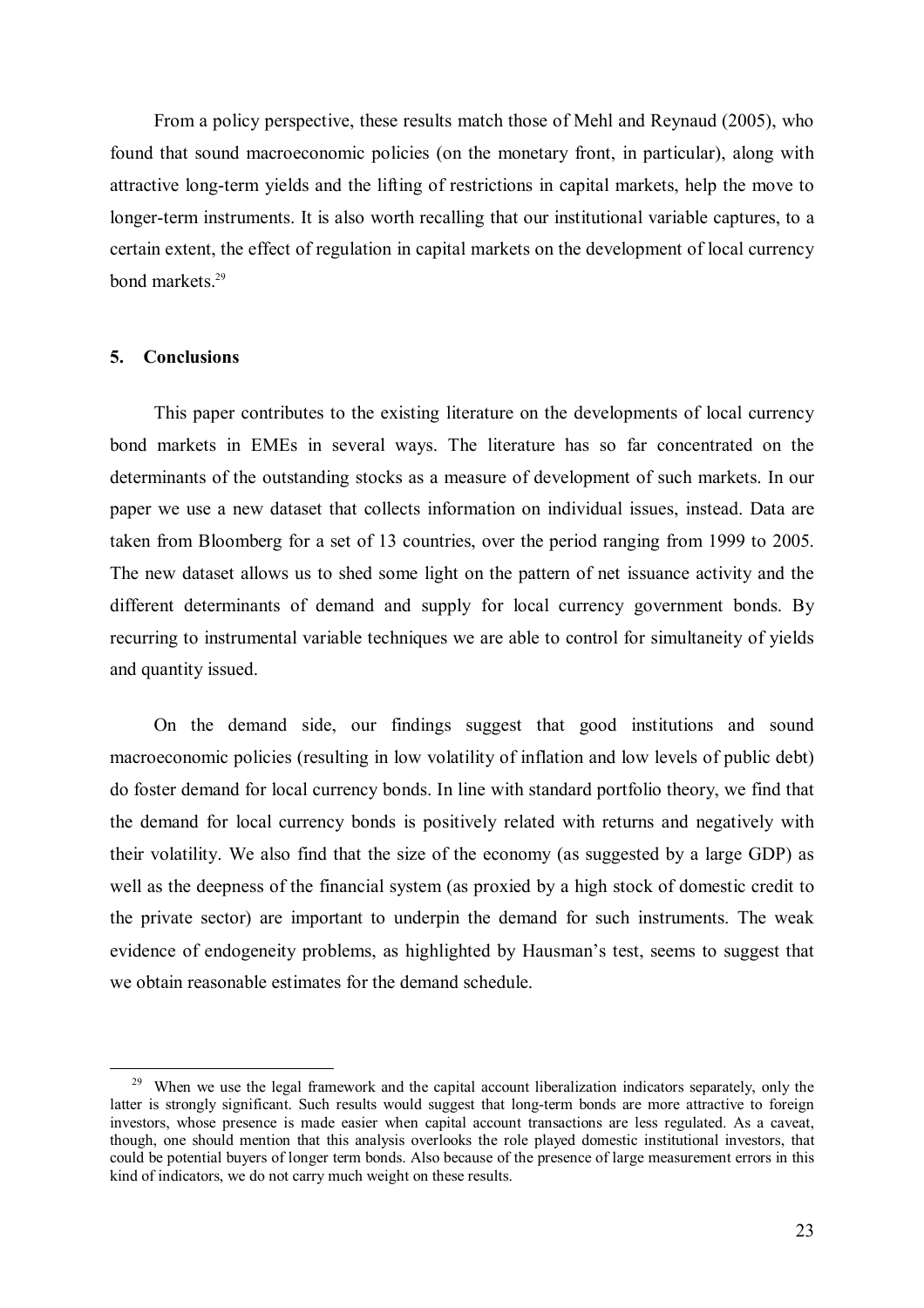From a policy perspective, these results match those of Mehl and Reynaud (2005), who found that sound macroeconomic policies (on the monetary front, in particular), along with attractive long-term yields and the lifting of restrictions in capital markets, help the move to longer-term instruments. It is also worth recalling that our institutional variable captures, to a certain extent, the effect of regulation in capital markets on the development of local currency bond markets.[29]

## 5. Conclusions

This paper contributes to the existing literature on the developments of local currency bond markets in EMEs in several ways. The literature has so far concentrated on the determinants of the outstanding stocks as a measure of development of such markets. In our paper we use a new dataset that collects information on individual issues, instead. Data are taken from Bloomberg for a set of 13 countries, over the period ranging from 1999 to 2005. The new dataset allows us to shed some light on the pattern of net issuance activity and the different determinants of demand and supply for local currency government bonds. By recurring to instrumental variable techniques we are able to control for simultaneity of yields and quantity issued.

On the demand side, our findings suggest that good institutions and sound macroeconomic policies (resulting in low volatility of inflation and low levels of public debt) do foster demand for local currency bonds. In line with standard portfolio theory, we find that the demand for local currency bonds is positively related with returns and negatively with their volatility. We also find that the size of the economy (as suggested by a large GDP) as well as the deepness of the financial system (as proxied by a high stock of domestic credit to the private sector) are important to underpin the demand for such instruments. The weak evidence of endogeneity problems, as highlighted by Hausman's test, seems to suggest that we obtain reasonable estimates for the demand schedule.

[29] When we use the legal framework and the capital account liberalization indicators separately, only the latter is strongly significant. Such results would suggest that long-term bonds are more attractive to foreign investors, whose presence is made easier when capital account transactions are less regulated. As a caveat, though, one should mention that this analysis overlooks the role played domestic institutional investors, that could be potential buyers of longer term bonds. Also because of the presence of large measurement errors in this kind of indicators, we do not carry much weight on these results.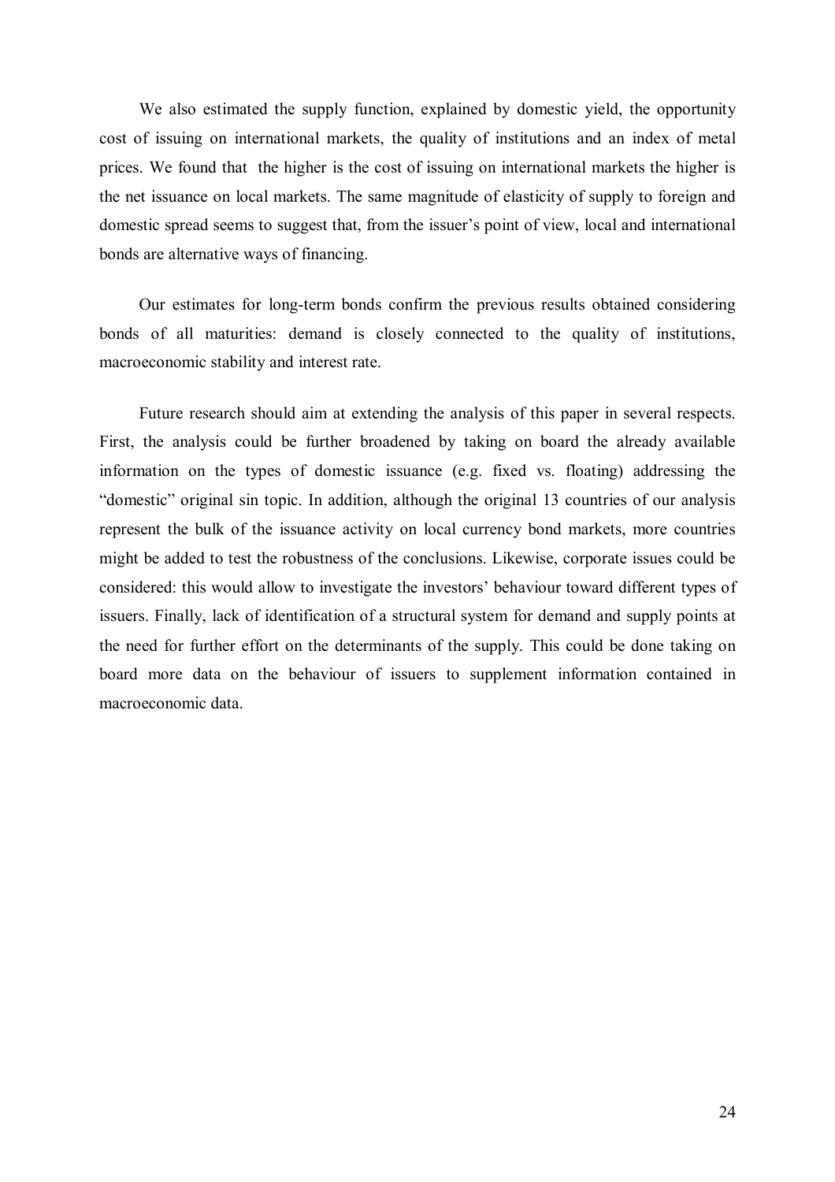We also estimated the supply function, explained by domestic yield, the opportunity cost of issuing on international markets, the quality of institutions and an index of metal prices. We found that the higher is the cost of issuing on international markets the higher is the net issuance on local markets. The same magnitude of elasticity of supply to foreign and domestic spread seems to suggest that, from the issuer's point of view, local and international bonds are alternative ways of financing.

Our estimates for long-term bonds confirm the previous results obtained considering bonds of all maturities: demand is closely connected to the quality of institutions, macroeconomic stability and interest rate.

Future research should aim at extending the analysis of this paper in several respects. First, the analysis could be further broadened by taking on board the already available information on the types of domestic issuance (e.g. fixed vs. floating) addressing the "domestic" original sin topic. In addition, although the original 13 countries of our analysis represent the bulk of the issuance activity on local currency bond markets, more countries might be added to test the robustness of the conclusions. Likewise, corporate issues could be considered: this would allow to investigate the investors' behaviour toward different types of issuers. Finally, lack of identification of a structural system for demand and supply points at the need for further effort on the determinants of the supply. This could be done taking on board more data on the behaviour of issuers to supplement information contained in macroeconomic data.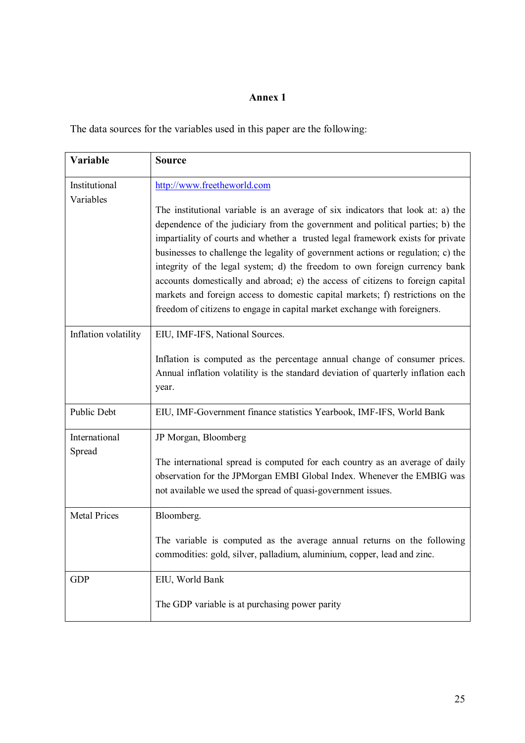# Annex 1

The data sources for the variables used in this paper are the following:

| Variable | Source |
|---|---|
| Institutional Variables | http://www.freetheworld.com<br><br>The institutional variable is an average of six indicators that look at: a) the dependence of the judiciary from the government and political parties; b) the impartiality of courts and whether a trusted legal framework exists for private businesses to challenge the legality of government actions or regulation; c) the integrity of the legal system; d) the freedom to own foreign currency bank accounts domestically and abroad; e) the access of citizens to foreign capital markets and foreign access to domestic capital markets; f) restrictions on the freedom of citizens to engage in capital market exchange with foreigners. |
| Inflation volatility | EIU, IMF-IFS, National Sources.<br><br>Inflation is computed as the percentage annual change of consumer prices. Annual inflation volatility is the standard deviation of quarterly inflation each year. |
| Public Debt | EIU, IMF-Government finance statistics Yearbook, IMF-IFS, World Bank |
| International Spread | JP Morgan, Bloomberg<br><br>The international spread is computed for each country as an average of daily observation for the JPMorgan EMBI Global Index. Whenever the EMBIG was not available we used the spread of quasi-government issues. |
| Metal Prices | Bloomberg.<br><br>The variable is computed as the average annual returns on the following commodities: gold, silver, palladium, aluminium, copper, lead and zinc. |
| GDP | EIU, World Bank<br><br>The GDP variable is at purchasing power parity |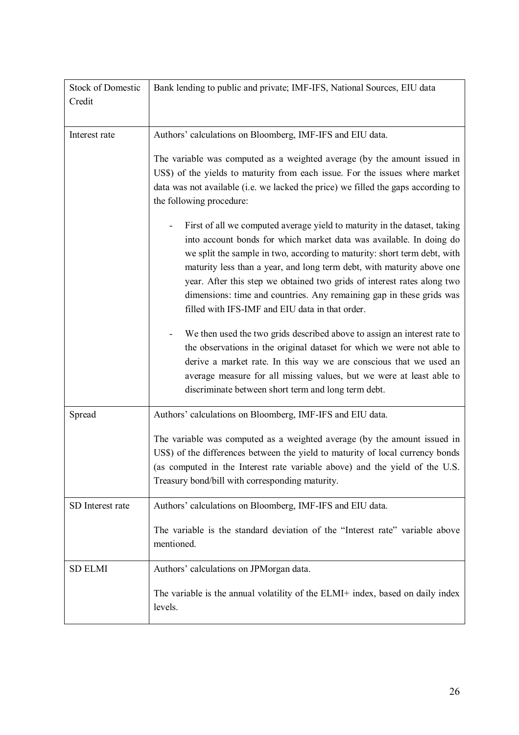| | |
|---|---|
| Stock of Domestic Credit | Bank lending to public and private; IMF-IFS, National Sources, EIU data |
| Interest rate | Authors' calculations on Bloomberg, IMF-IFS and EIU data.<br><br>The variable was computed as a weighted average (by the amount issued in US$) of the yields to maturity from each issue. For the issues where market data was not available (i.e. we lacked the price) we filled the gaps according to the following procedure:<br><br>- First of all we computed average yield to maturity in the dataset, taking into account bonds for which market data was available. In doing do we split the sample in two, according to maturity: short term debt, with maturity less than a year, and long term debt, with maturity above one year. After this step we obtained two grids of interest rates along two dimensions: time and countries. Any remaining gap in these grids was filled with IFS-IMF and EIU data in that order.<br><br>- We then used the two grids described above to assign an interest rate to the observations in the original dataset for which we were not able to derive a market rate. In this way we are conscious that we used an average measure for all missing values, but we were at least able to discriminate between short term and long term debt. |
| Spread | Authors' calculations on Bloomberg, IMF-IFS and EIU data.<br><br>The variable was computed as a weighted average (by the amount issued in US$) of the differences between the yield to maturity of local currency bonds (as computed in the Interest rate variable above) and the yield of the U.S. Treasury bond/bill with corresponding maturity. |
| SD Interest rate | Authors' calculations on Bloomberg, IMF-IFS and EIU data.<br><br>The variable is the standard deviation of the "Interest rate" variable above mentioned. |
| SD ELMI | Authors' calculations on JPMorgan data.<br><br>The variable is the annual volatility of the ELMI+ index, based on daily index levels. |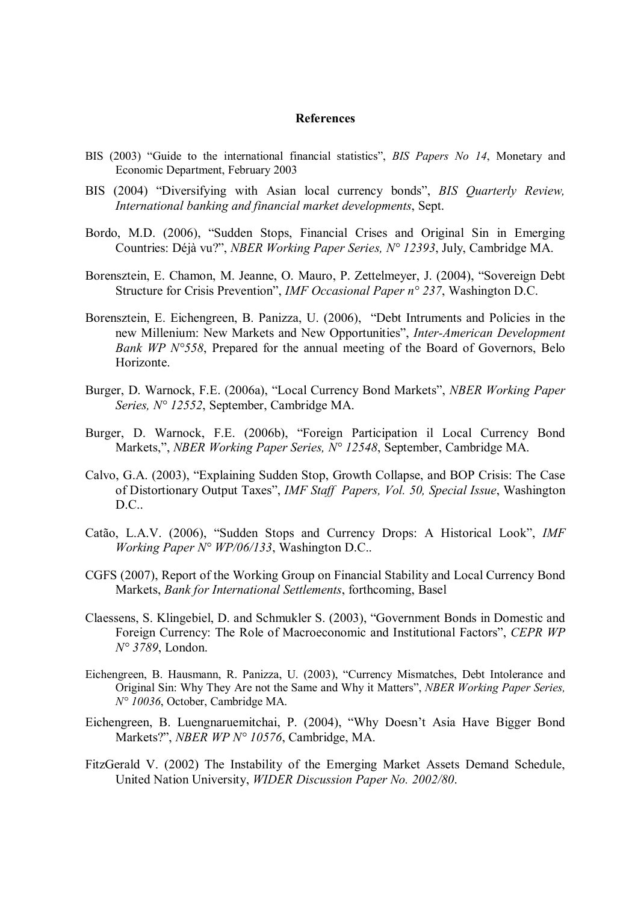## References

BIS (2003) "Guide to the international financial statistics", *BIS Papers No 14*, Monetary and Economic Department, February 2003

BIS (2004) "Diversifying with Asian local currency bonds", *BIS Quarterly Review, International banking and financial market developments*, Sept.

Bordo, M.D. (2006), "Sudden Stops, Financial Crises and Original Sin in Emerging Countries: Déjà vu?", *NBER Working Paper Series, N° 12393*, July, Cambridge MA.

Borensztein, E. Chamon, M. Jeanne, O. Mauro, P. Zettelmeyer, J. (2004), "Sovereign Debt Structure for Crisis Prevention", *IMF Occasional Paper n° 237*, Washington D.C.

Borensztein, E. Eichengreen, B. Panizza, U. (2006), "Debt Intruments and Policies in the new Millenium: New Markets and New Opportunities", *Inter-American Development Bank WP N°558*, Prepared for the annual meeting of the Board of Governors, Belo Horizonte.

Burger, D. Warnock, F.E. (2006a), "Local Currency Bond Markets", *NBER Working Paper Series, N° 12552*, September, Cambridge MA.

Burger, D. Warnock, F.E. (2006b), "Foreign Participation il Local Currency Bond Markets,", *NBER Working Paper Series, N° 12548*, September, Cambridge MA.

Calvo, G.A. (2003), "Explaining Sudden Stop, Growth Collapse, and BOP Crisis: The Case of Distortionary Output Taxes", *IMF Staff Papers, Vol. 50, Special Issue*, Washington D.C..

Catão, L.A.V. (2006), "Sudden Stops and Currency Drops: A Historical Look", *IMF Working Paper N° WP/06/133*, Washington D.C..

CGFS (2007), Report of the Working Group on Financial Stability and Local Currency Bond Markets, *Bank for International Settlements*, forthcoming, Basel

Claessens, S. Klingebiel, D. and Schmukler S. (2003), "Government Bonds in Domestic and Foreign Currency: The Role of Macroeconomic and Institutional Factors", *CEPR WP N° 3789*, London.

Eichengreen, B. Hausmann, R. Panizza, U. (2003), "Currency Mismatches, Debt Intolerance and Original Sin: Why They Are not the Same and Why it Matters", *NBER Working Paper Series, N° 10036*, October, Cambridge MA.

Eichengreen, B. Luengnaruemitchai, P. (2004), "Why Doesn't Asia Have Bigger Bond Markets?", *NBER WP N° 10576*, Cambridge, MA.

FitzGerald V. (2002) The Instability of the Emerging Market Assets Demand Schedule, United Nation University, *WIDER Discussion Paper No. 2002/80*.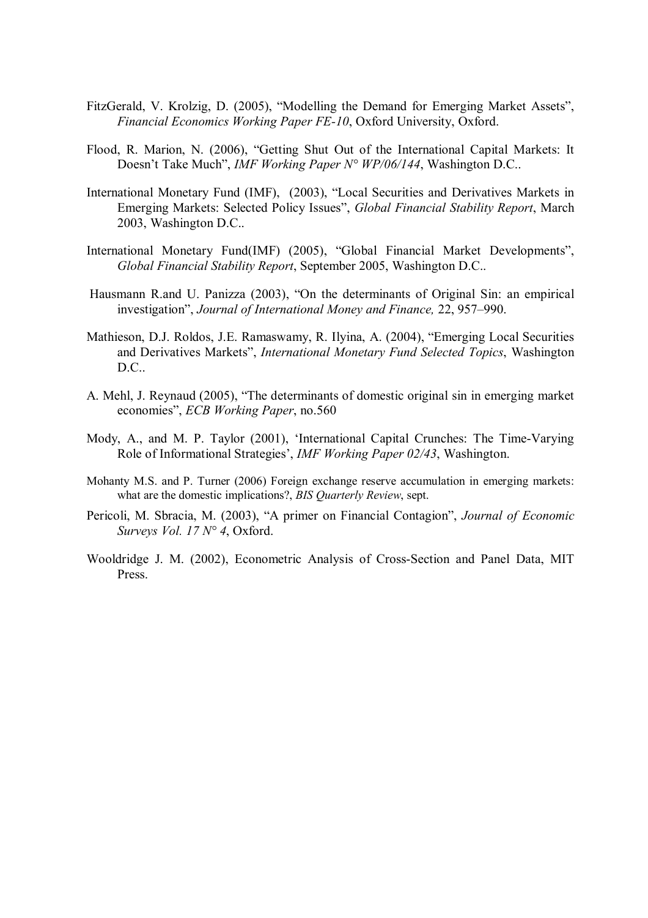FitzGerald, V. Krolzig, D. (2005), "Modelling the Demand for Emerging Market Assets", *Financial Economics Working Paper FE-10*, Oxford University, Oxford.

Flood, R. Marion, N. (2006), "Getting Shut Out of the International Capital Markets: It Doesn't Take Much", *IMF Working Paper N° WP/06/144*, Washington D.C..

International Monetary Fund (IMF), (2003), "Local Securities and Derivatives Markets in Emerging Markets: Selected Policy Issues", *Global Financial Stability Report*, March 2003, Washington D.C..

International Monetary Fund(IMF) (2005), "Global Financial Market Developments", *Global Financial Stability Report*, September 2005, Washington D.C..

Hausmann R.and U. Panizza (2003), "On the determinants of Original Sin: an empirical investigation", *Journal of International Money and Finance,* 22, 957–990.

Mathieson, D.J. Roldos, J.E. Ramaswamy, R. Ilyina, A. (2004), "Emerging Local Securities and Derivatives Markets", *International Monetary Fund Selected Topics*, Washington D.C..

A. Mehl, J. Reynaud (2005), "The determinants of domestic original sin in emerging market economies", *ECB Working Paper*, no.560

Mody, A., and M. P. Taylor (2001), 'International Capital Crunches: The Time-Varying Role of Informational Strategies', *IMF Working Paper 02/43*, Washington.

Mohanty M.S. and P. Turner (2006) Foreign exchange reserve accumulation in emerging markets: what are the domestic implications?, *BIS Quarterly Review*, sept.

Pericoli, M. Sbracia, M. (2003), "A primer on Financial Contagion", *Journal of Economic Surveys Vol. 17 N° 4*, Oxford.

Wooldridge J. M. (2002), Econometric Analysis of Cross-Section and Panel Data, MIT Press.